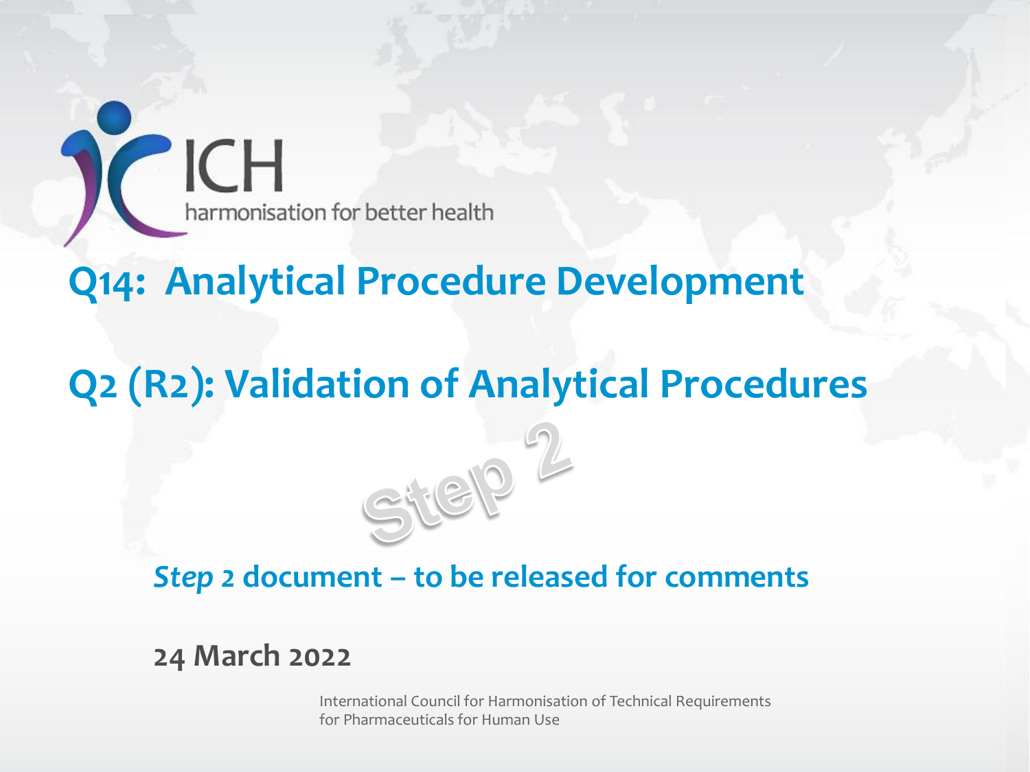ICH

harmonisation for better health

# Q14: Analytical Procedure Development

# Q2 (R2): Validation of Analytical Procedures

Step 2

## *Step* 2 document – to be released for comments

**24 March 2022**

International Council for Harmonisation of Technical Requirements for Pharmaceuticals for Human Use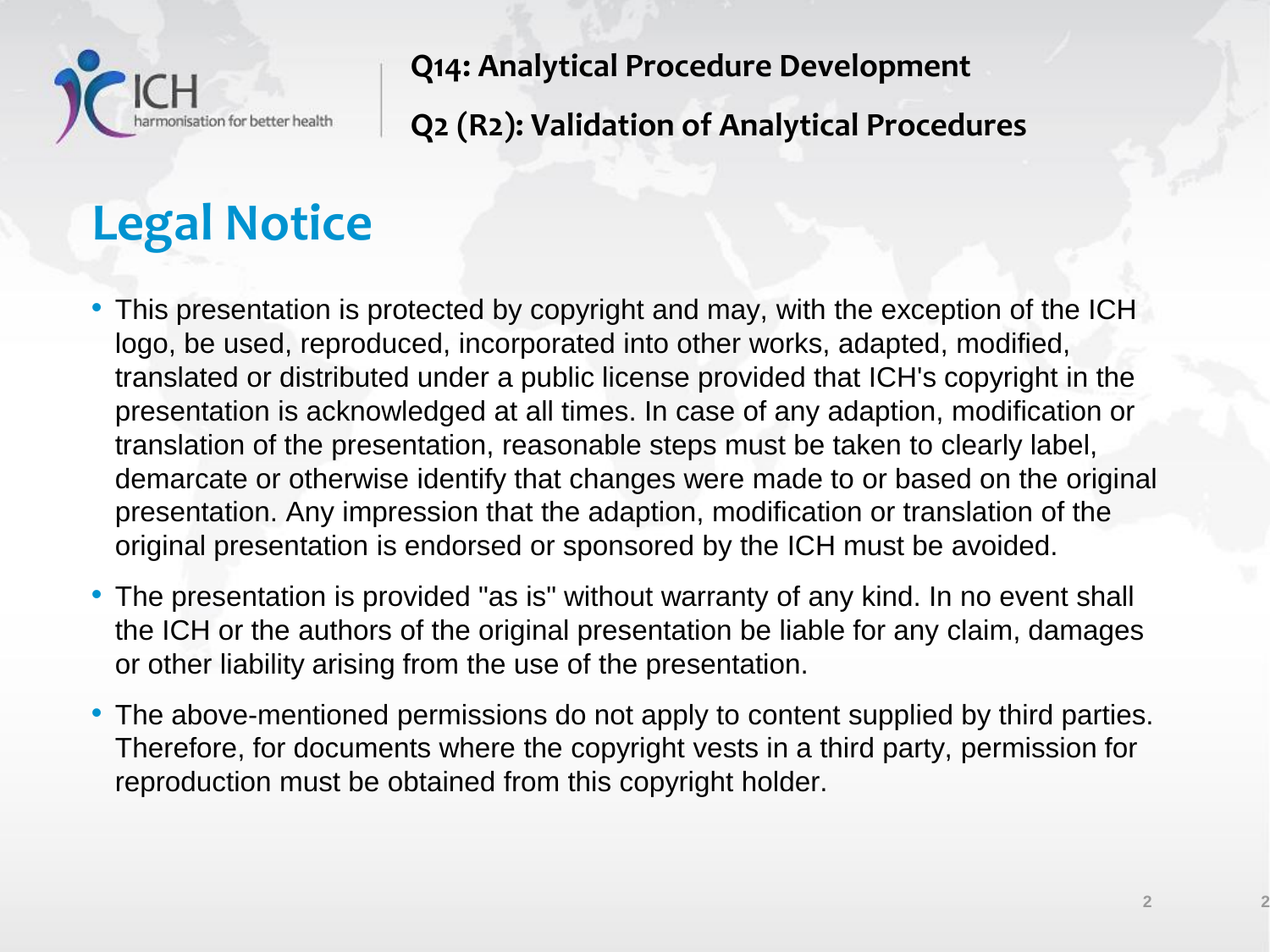Q14: Analytical Procedure Development

Q2 (R2): Validation of Analytical Procedures

# Legal Notice

- This presentation is protected by copyright and may, with the exception of the ICH logo, be used, reproduced, incorporated into other works, adapted, modified, translated or distributed under a public license provided that ICH's copyright in the presentation is acknowledged at all times. In case of any adaption, modification or translation of the presentation, reasonable steps must be taken to clearly label, demarcate or otherwise identify that changes were made to or based on the original presentation. Any impression that the adaption, modification or translation of the original presentation is endorsed or sponsored by the ICH must be avoided.
- The presentation is provided "as is" without warranty of any kind. In no event shall the ICH or the authors of the original presentation be liable for any claim, damages or other liability arising from the use of the presentation.
- The above-mentioned permissions do not apply to content supplied by third parties. Therefore, for documents where the copyright vests in a third party, permission for reproduction must be obtained from this copyright holder.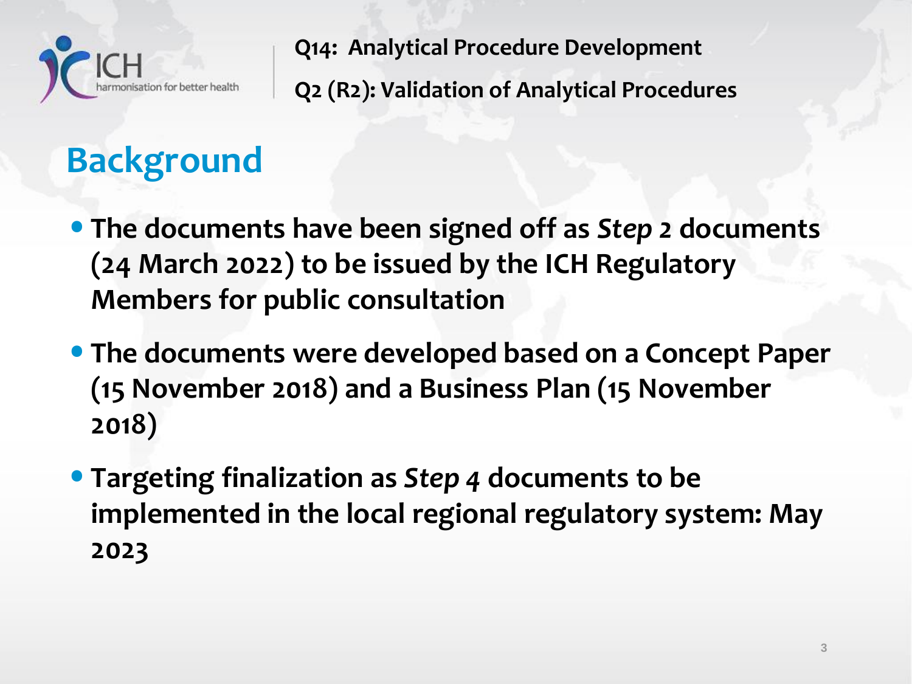Q14: Analytical Procedure Development

Q2 (R2): Validation of Analytical Procedures

# Background

- **The documents have been signed off as *Step 2* documents (24 March 2022) to be issued by the ICH Regulatory Members for public consultation**
- **The documents were developed based on a Concept Paper (15 November 2018) and a Business Plan (15 November 2018)**
- **Targeting finalization as *Step 4* documents to be implemented in the local regional regulatory system: May 2023**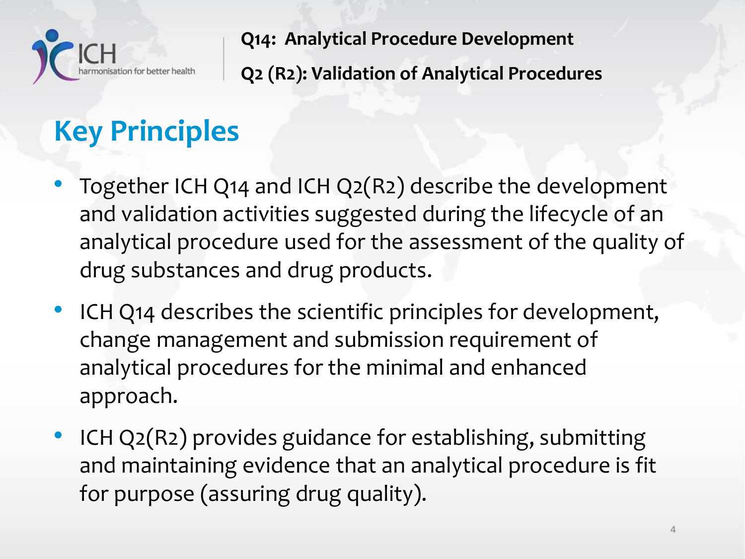## Key Principles

- Together ICH Q14 and ICH Q2(R2) describe the development and validation activities suggested during the lifecycle of an analytical procedure used for the assessment of the quality of drug substances and drug products.
- ICH Q14 describes the scientific principles for development, change management and submission requirement of analytical procedures for the minimal and enhanced approach.
- ICH Q2(R2) provides guidance for establishing, submitting and maintaining evidence that an analytical procedure is fit for purpose (assuring drug quality).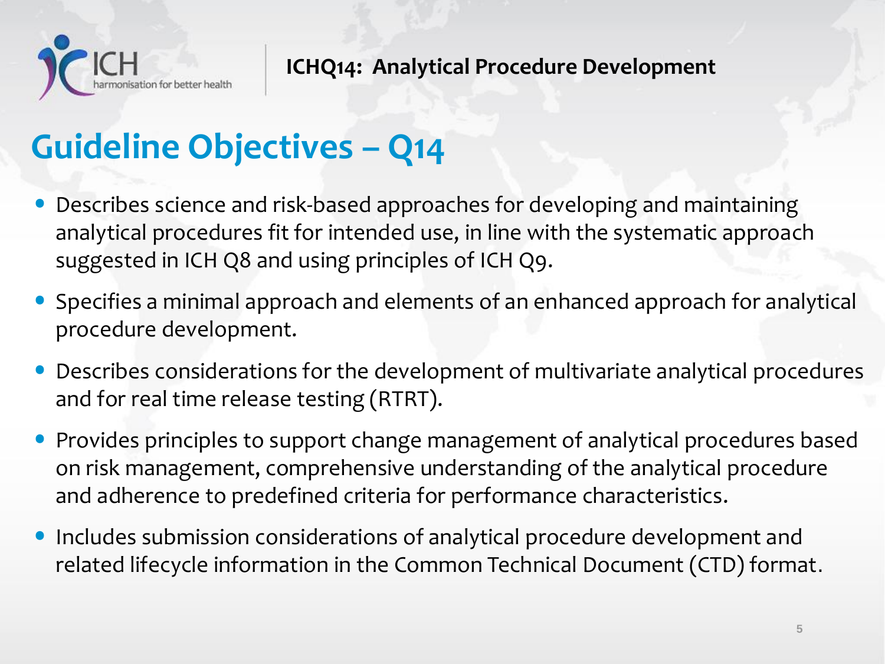# Guideline Objectives – Q14

- Describes science and risk-based approaches for developing and maintaining analytical procedures fit for intended use, in line with the systematic approach suggested in ICH Q8 and using principles of ICH Q9.
- Specifies a minimal approach and elements of an enhanced approach for analytical procedure development.
- Describes considerations for the development of multivariate analytical procedures and for real time release testing (RTRT).
- Provides principles to support change management of analytical procedures based on risk management, comprehensive understanding of the analytical procedure and adherence to predefined criteria for performance characteristics.
- Includes submission considerations of analytical procedure development and related lifecycle information in the Common Technical Document (CTD) format.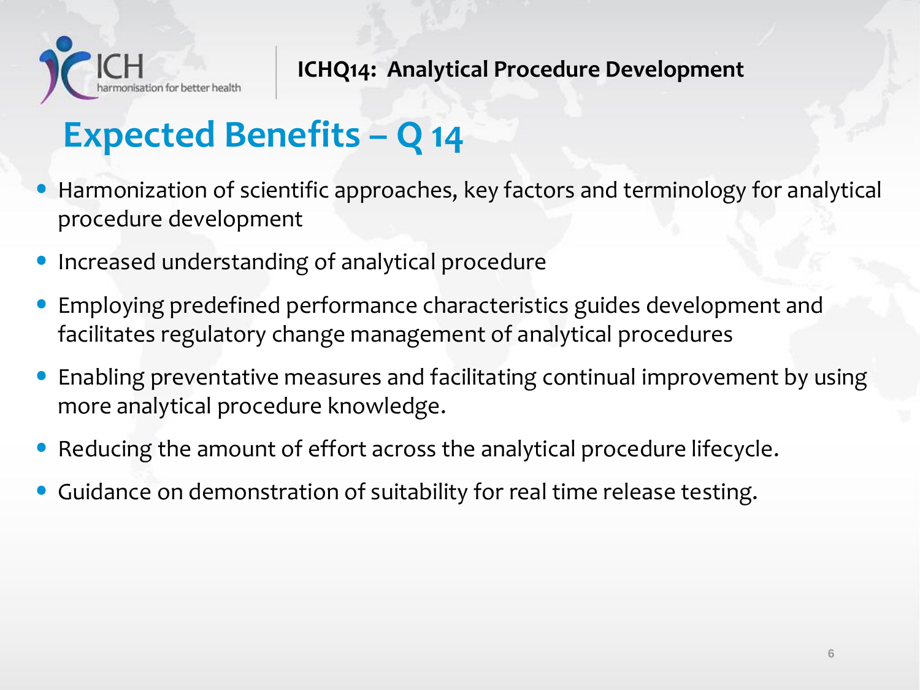# Expected Benefits – Q 14

- Harmonization of scientific approaches, key factors and terminology for analytical procedure development
- Increased understanding of analytical procedure
- Employing predefined performance characteristics guides development and facilitates regulatory change management of analytical procedures
- Enabling preventative measures and facilitating continual improvement by using more analytical procedure knowledge.
- Reducing the amount of effort across the analytical procedure lifecycle.
- Guidance on demonstration of suitability for real time release testing.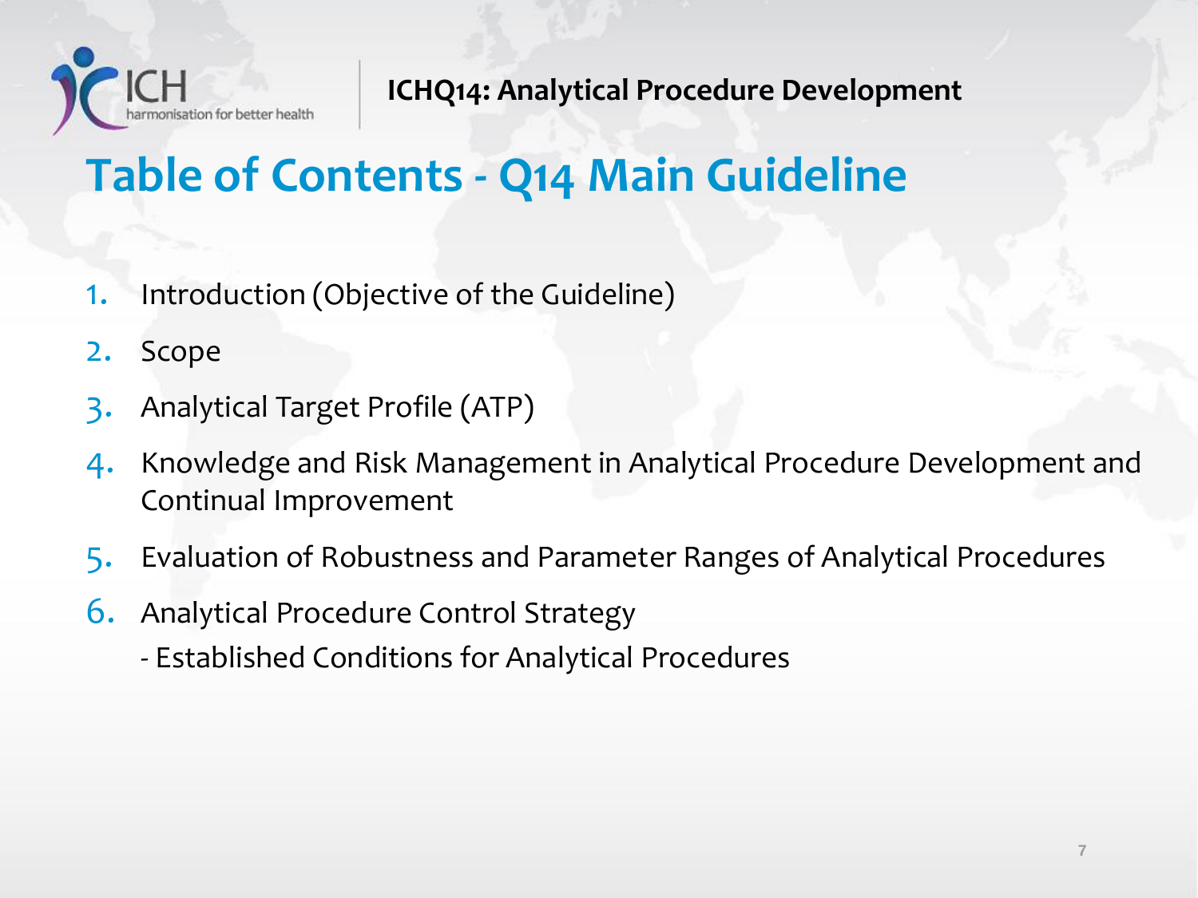# Table of Contents - Q14 Main Guideline

1. Introduction (Objective of the Guideline)
2. Scope
3. Analytical Target Profile (ATP)
4. Knowledge and Risk Management in Analytical Procedure Development and Continual Improvement
5. Evaluation of Robustness and Parameter Ranges of Analytical Procedures
6. Analytical Procedure Control Strategy
   - Established Conditions for Analytical Procedures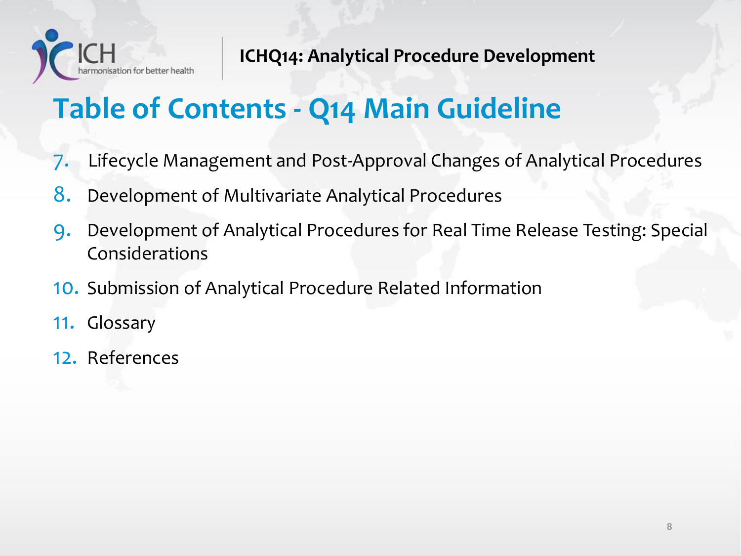# Table of Contents - Q14 Main Guideline

7. Lifecycle Management and Post-Approval Changes of Analytical Procedures
8. Development of Multivariate Analytical Procedures
9. Development of Analytical Procedures for Real Time Release Testing: Special Considerations
10. Submission of Analytical Procedure Related Information
11. Glossary
12. References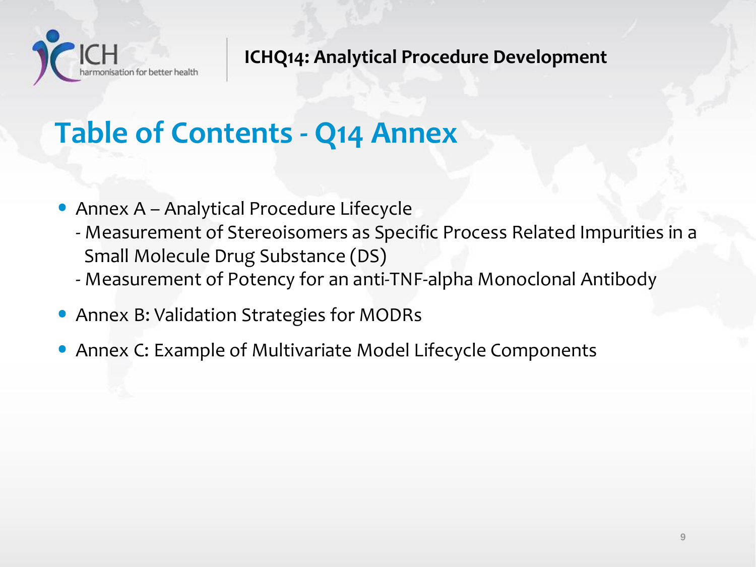# Table of Contents - Q14 Annex

- Annex A – Analytical Procedure Lifecycle
  - Measurement of Stereoisomers as Specific Process Related Impurities in a Small Molecule Drug Substance (DS)
  - Measurement of Potency for an anti-TNF-alpha Monoclonal Antibody
- Annex B: Validation Strategies for MODRs
- Annex C: Example of Multivariate Model Lifecycle Components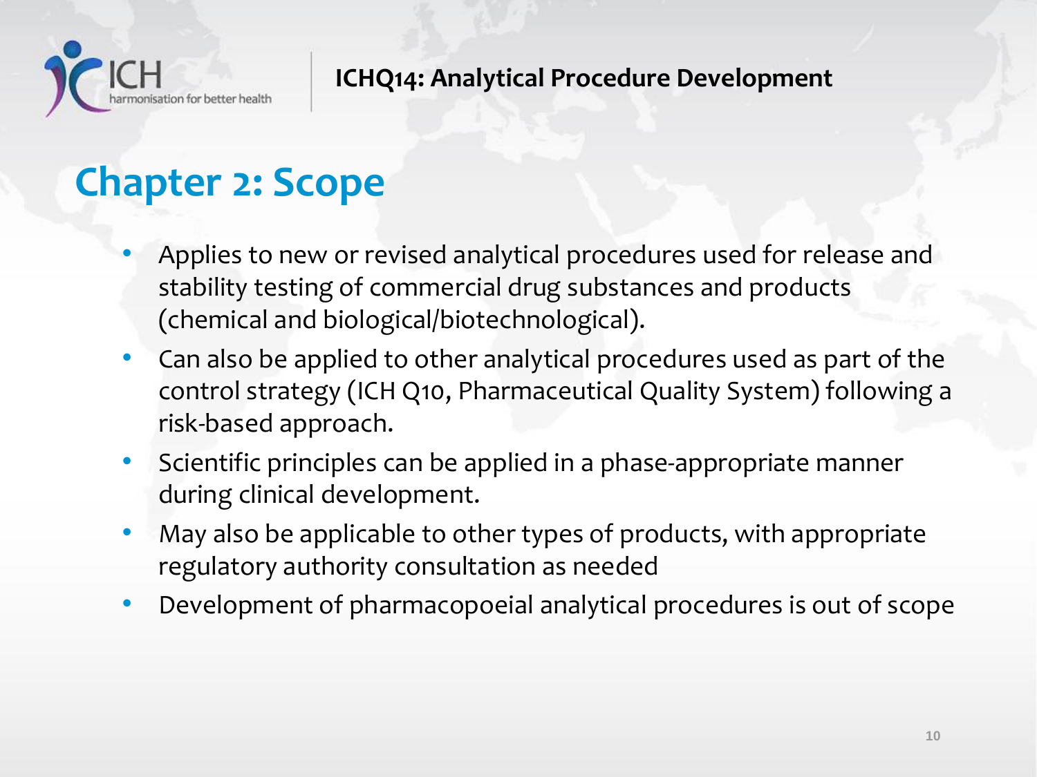## Chapter 2: Scope

- Applies to new or revised analytical procedures used for release and stability testing of commercial drug substances and products (chemical and biological/biotechnological).
- Can also be applied to other analytical procedures used as part of the control strategy (ICH Q10, Pharmaceutical Quality System) following a risk-based approach.
- Scientific principles can be applied in a phase-appropriate manner during clinical development.
- May also be applicable to other types of products, with appropriate regulatory authority consultation as needed
- Development of pharmacopoeial analytical procedures is out of scope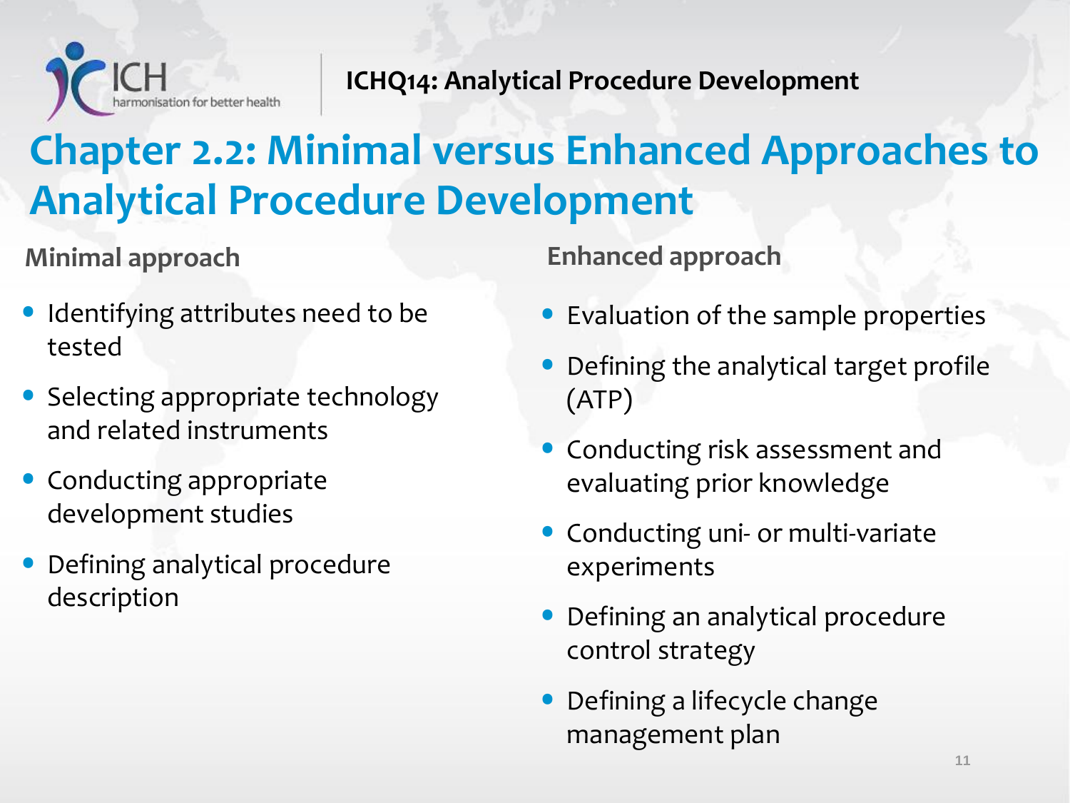# Chapter 2.2: Minimal versus Enhanced Approaches to Analytical Procedure Development

## Minimal approach

- Identifying attributes need to be tested
- Selecting appropriate technology and related instruments
- Conducting appropriate development studies
- Defining analytical procedure description

## Enhanced approach

- Evaluation of the sample properties
- Defining the analytical target profile (ATP)
- Conducting risk assessment and evaluating prior knowledge
- Conducting uni- or multi-variate experiments
- Defining an analytical procedure control strategy
- Defining a lifecycle change management plan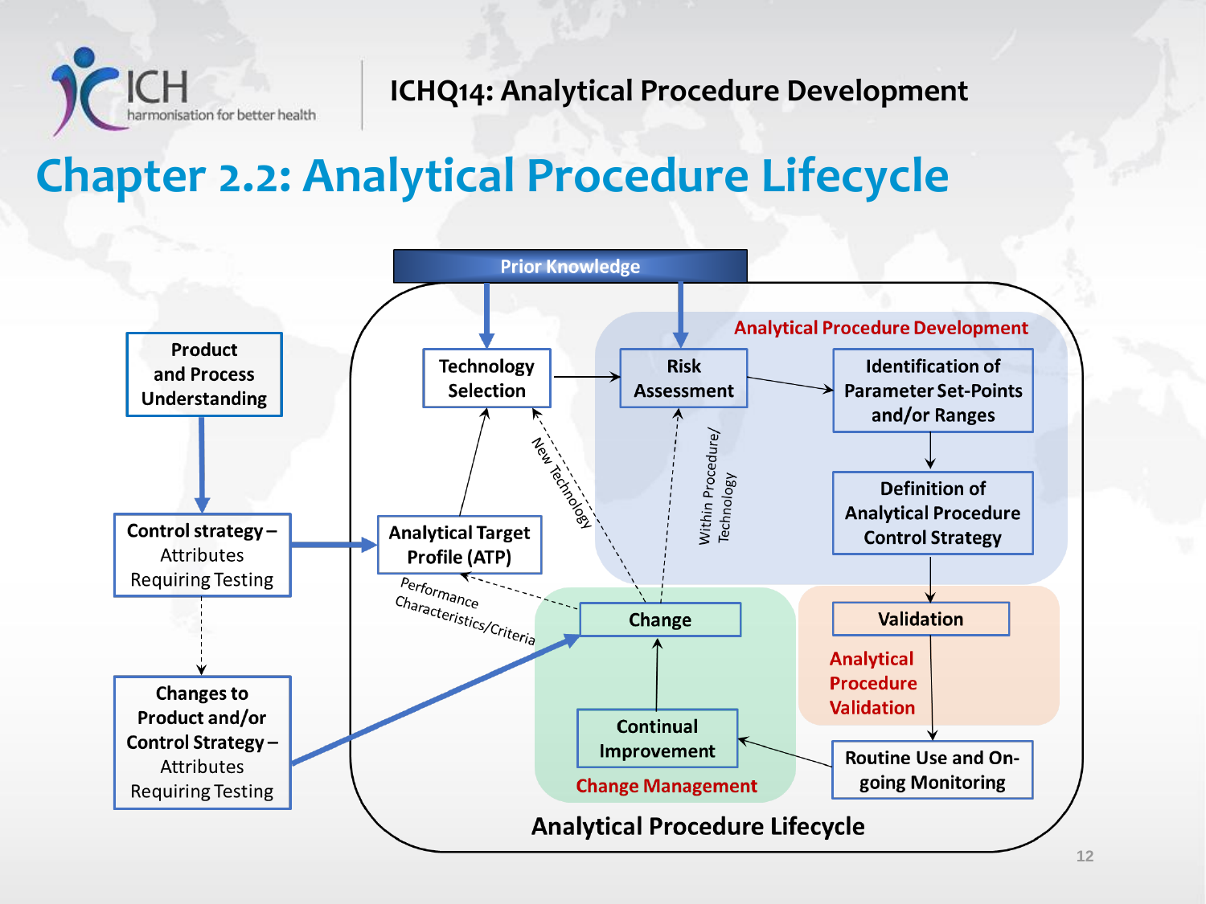# Chapter 2.2: Analytical Procedure Lifecycle

**Prior Knowledge**

**Analytical Procedure Lifecycle**

- **Product and Process Understanding**
- **Control strategy –** Attributes Requiring Testing
- **Changes to Product and/or Control Strategy –** Attributes Requiring Testing
- **Analytical Target Profile (ATP)**
- **Technology Selection**

**Analytical Procedure Development**

- **Risk Assessment**
- **Identification of Parameter Set-Points and/or Ranges**
- **Definition of Analytical Procedure Control Strategy**

**Analytical Procedure Validation**

- **Validation**
- **Routine Use and On-going Monitoring**

**Change Management**

- **Continual Improvement**
- **Change**

*New Technology*

*Within Procedure/ Technology*

*Performance Characteristics/Criteria*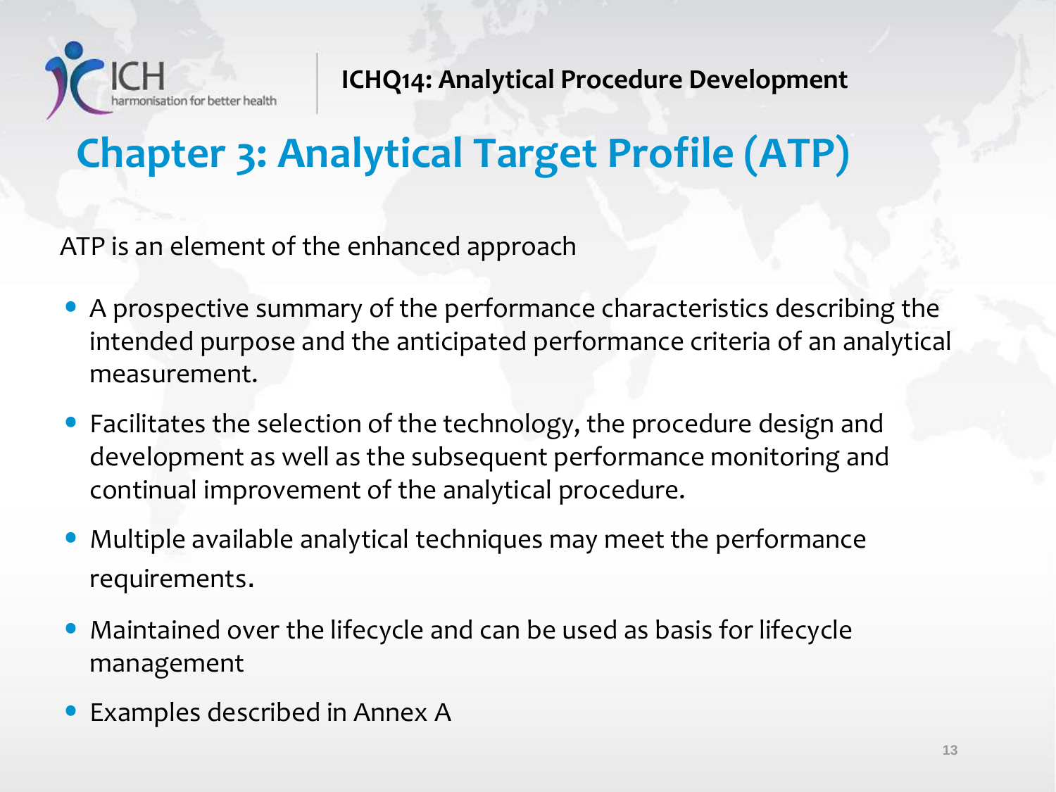# Chapter 3: Analytical Target Profile (ATP)

ATP is an element of the enhanced approach

- A prospective summary of the performance characteristics describing the intended purpose and the anticipated performance criteria of an analytical measurement.
- Facilitates the selection of the technology, the procedure design and development as well as the subsequent performance monitoring and continual improvement of the analytical procedure.
- Multiple available analytical techniques may meet the performance requirements.
- Maintained over the lifecycle and can be used as basis for lifecycle management
- Examples described in Annex A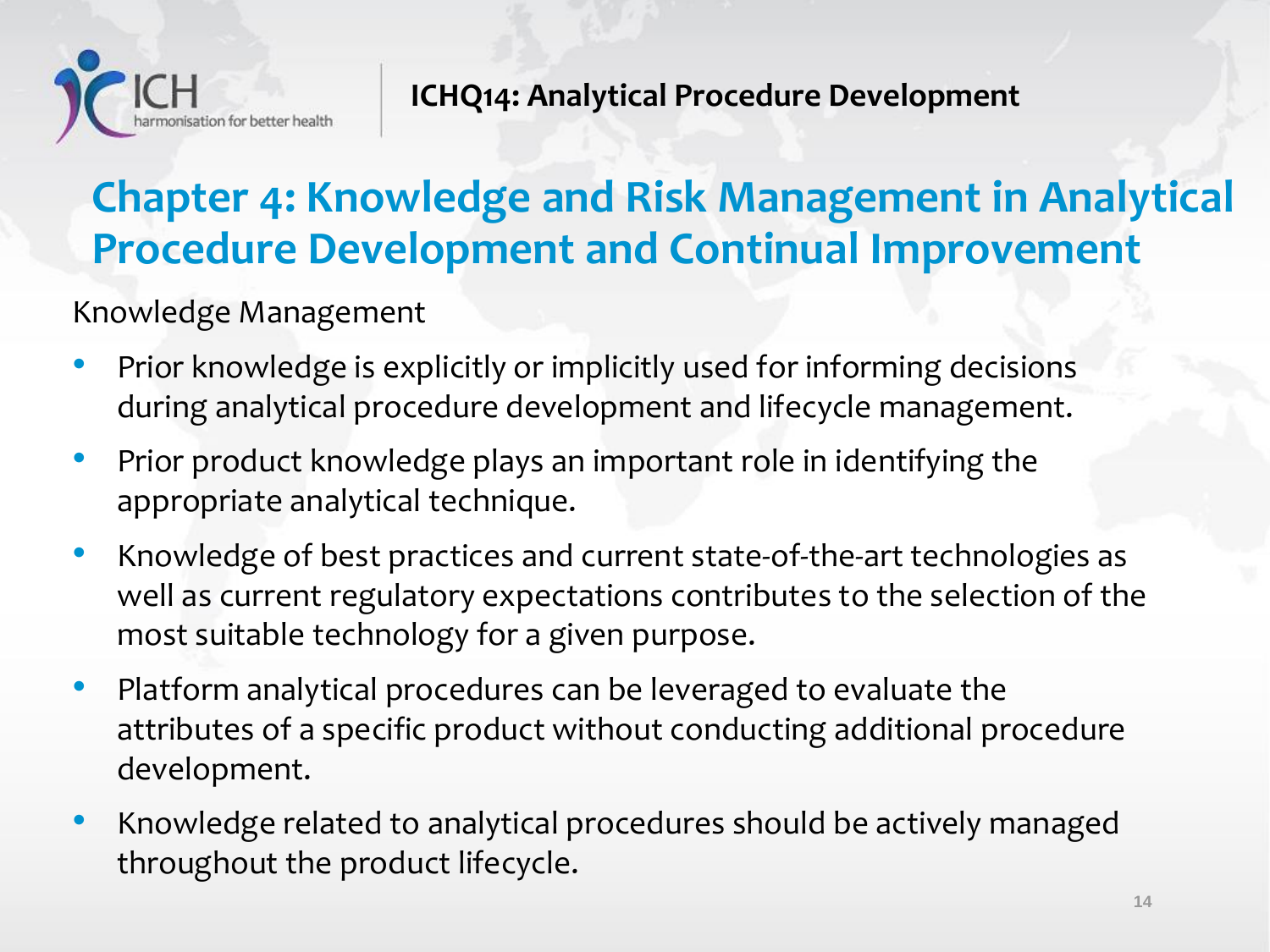## Chapter 4: Knowledge and Risk Management in Analytical Procedure Development and Continual Improvement

Knowledge Management

- Prior knowledge is explicitly or implicitly used for informing decisions during analytical procedure development and lifecycle management.
- Prior product knowledge plays an important role in identifying the appropriate analytical technique.
- Knowledge of best practices and current state-of-the-art technologies as well as current regulatory expectations contributes to the selection of the most suitable technology for a given purpose.
- Platform analytical procedures can be leveraged to evaluate the attributes of a specific product without conducting additional procedure development.
- Knowledge related to analytical procedures should be actively managed throughout the product lifecycle.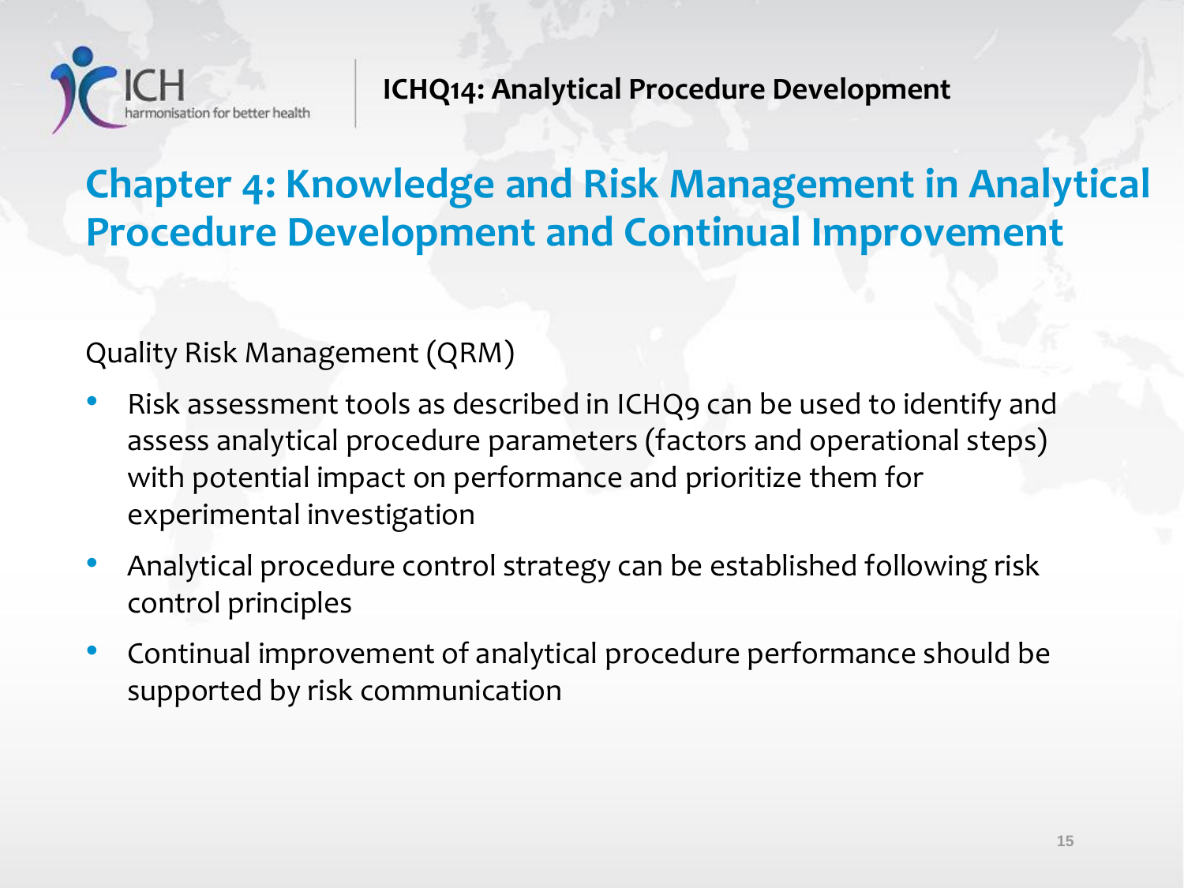## Chapter 4: Knowledge and Risk Management in Analytical Procedure Development and Continual Improvement

Quality Risk Management (QRM)

- Risk assessment tools as described in ICHQ9 can be used to identify and assess analytical procedure parameters (factors and operational steps) with potential impact on performance and prioritize them for experimental investigation
- Analytical procedure control strategy can be established following risk control principles
- Continual improvement of analytical procedure performance should be supported by risk communication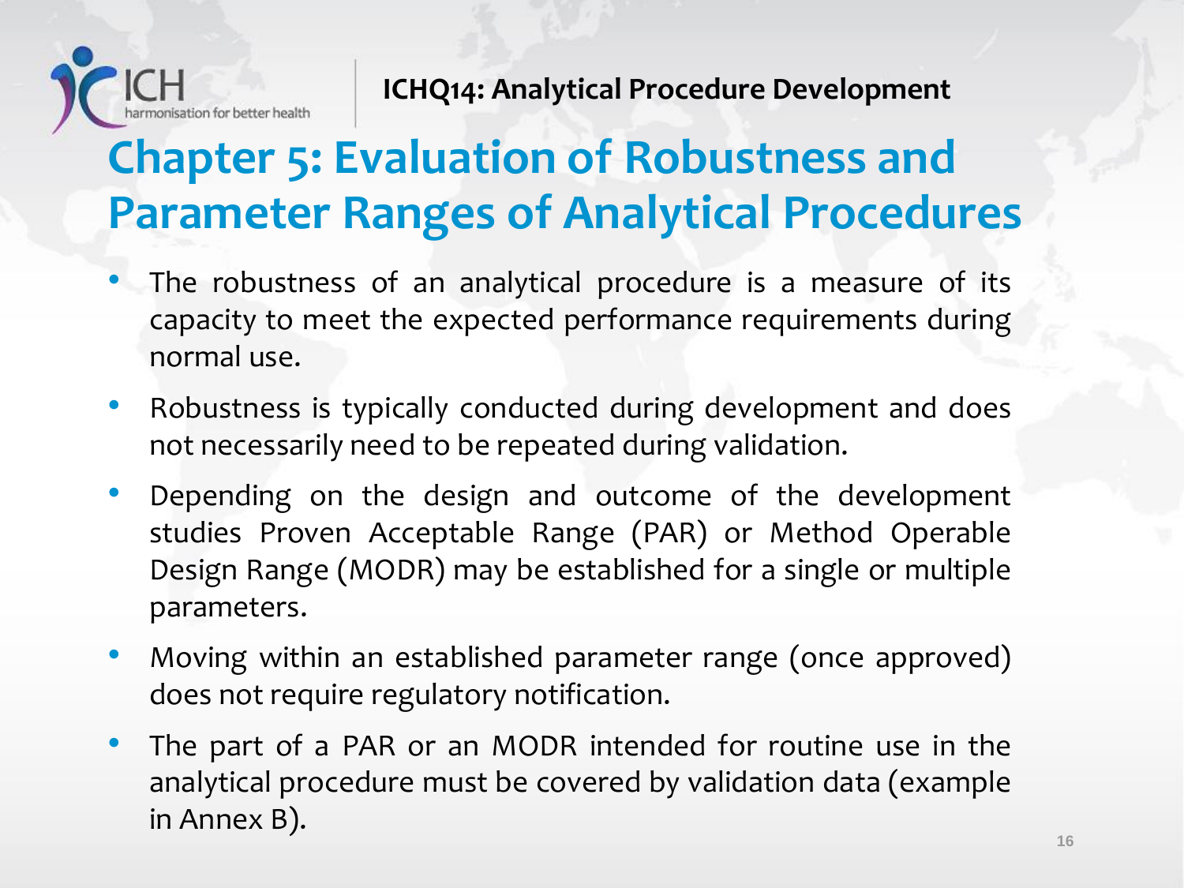# Chapter 5: Evaluation of Robustness and Parameter Ranges of Analytical Procedures

- The robustness of an analytical procedure is a measure of its capacity to meet the expected performance requirements during normal use.
- Robustness is typically conducted during development and does not necessarily need to be repeated during validation.
- Depending on the design and outcome of the development studies Proven Acceptable Range (PAR) or Method Operable Design Range (MODR) may be established for a single or multiple parameters.
- Moving within an established parameter range (once approved) does not require regulatory notification.
- The part of a PAR or an MODR intended for routine use in the analytical procedure must be covered by validation data (example in Annex B).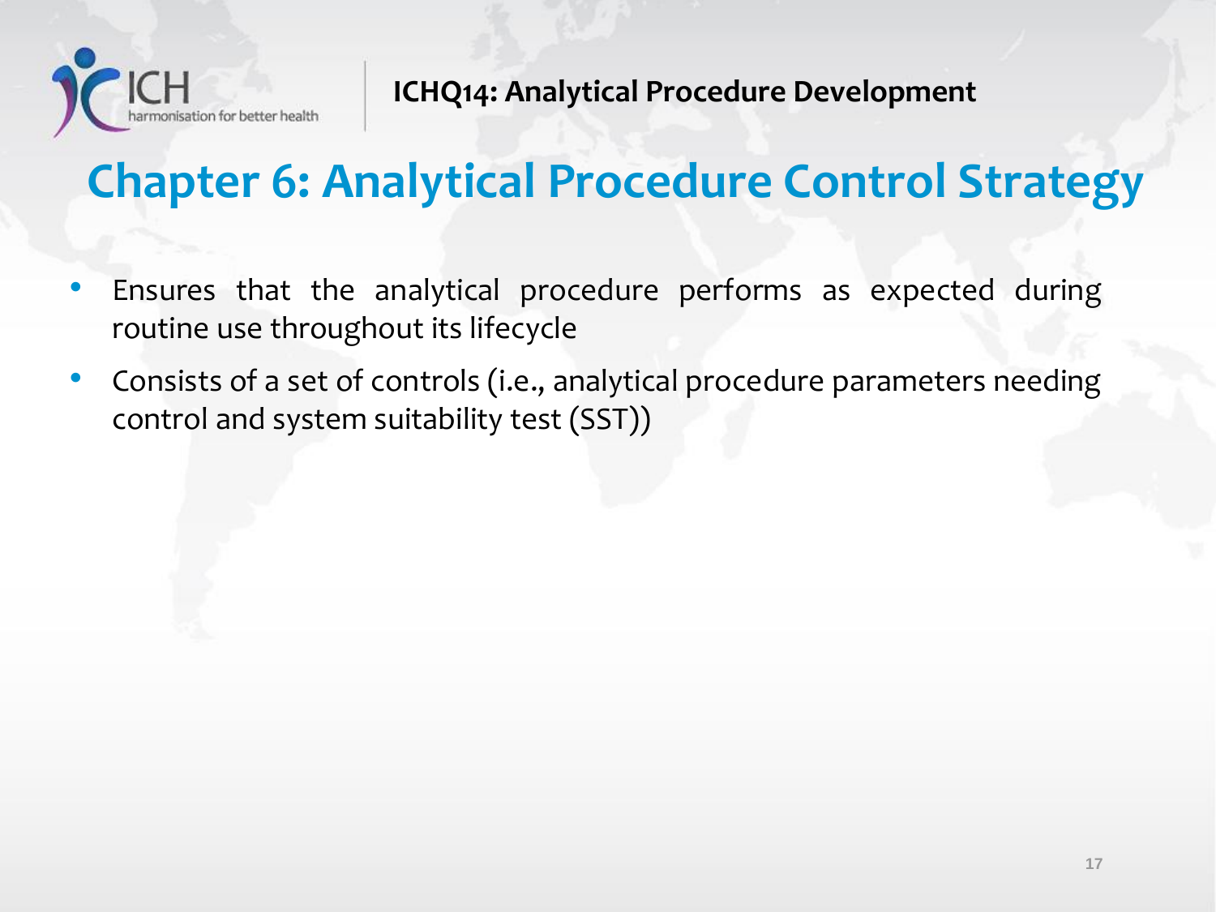# Chapter 6: Analytical Procedure Control Strategy

- Ensures that the analytical procedure performs as expected during routine use throughout its lifecycle
- Consists of a set of controls (i.e., analytical procedure parameters needing control and system suitability test (SST))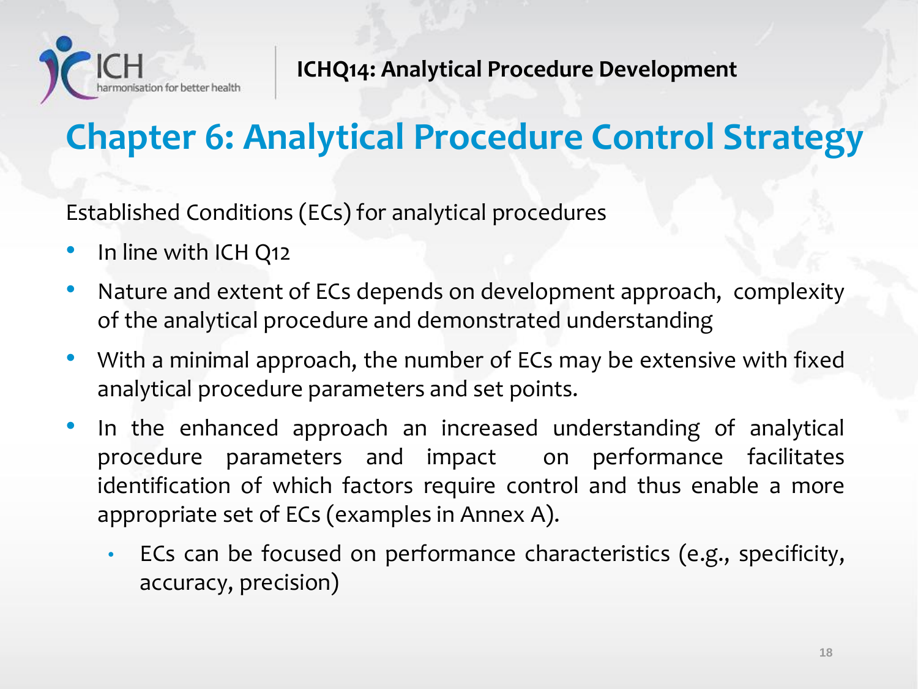# Chapter 6: Analytical Procedure Control Strategy

Established Conditions (ECs) for analytical procedures

- In line with ICH Q12
- Nature and extent of ECs depends on development approach, complexity of the analytical procedure and demonstrated understanding
- With a minimal approach, the number of ECs may be extensive with fixed analytical procedure parameters and set points.
- In the enhanced approach an increased understanding of analytical procedure parameters and impact on performance facilitates identification of which factors require control and thus enable a more appropriate set of ECs (examples in Annex A).
  - ECs can be focused on performance characteristics (e.g., specificity, accuracy, precision)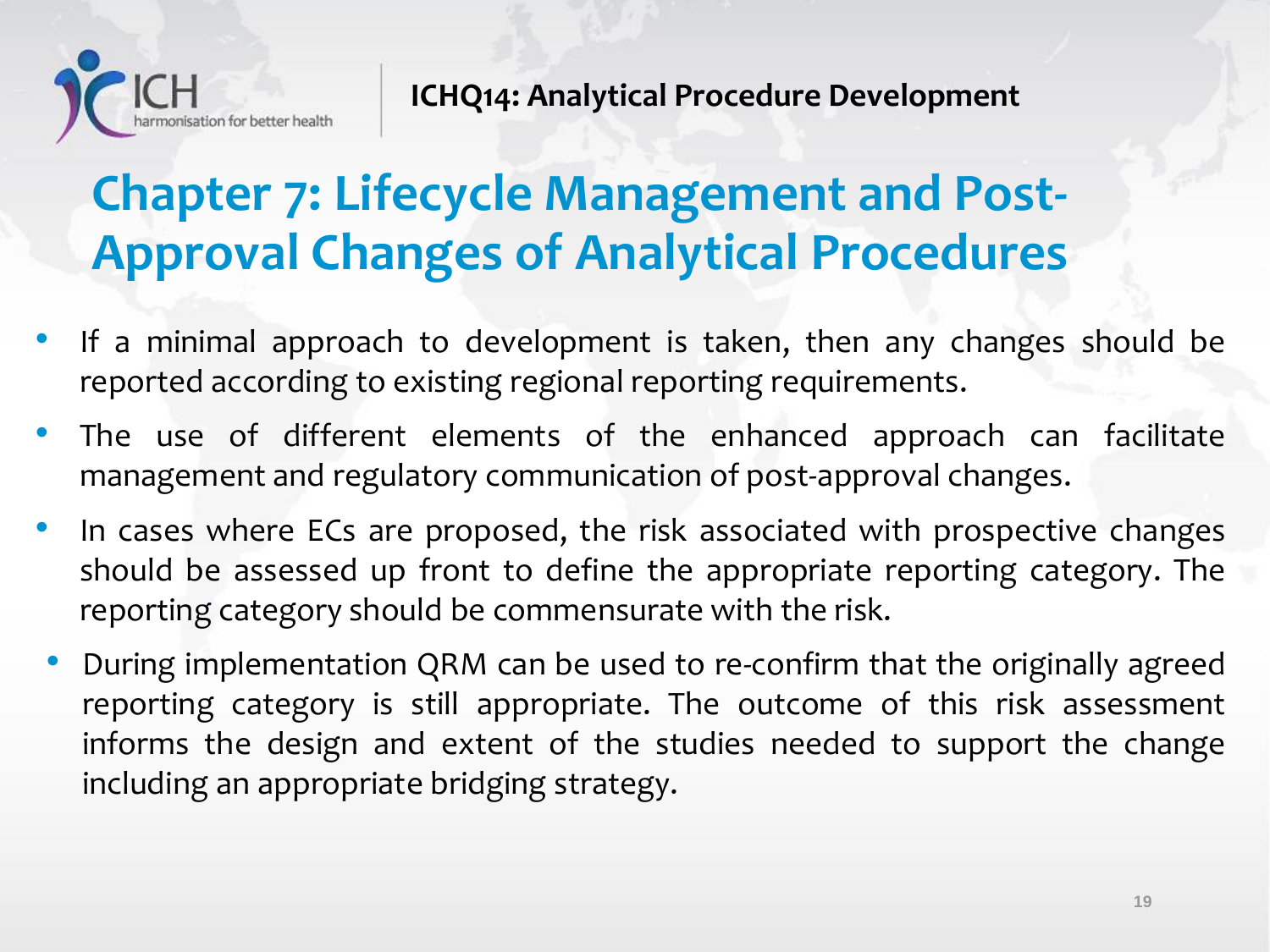# Chapter 7: Lifecycle Management and Post-Approval Changes of Analytical Procedures

- If a minimal approach to development is taken, then any changes should be reported according to existing regional reporting requirements.
- The use of different elements of the enhanced approach can facilitate management and regulatory communication of post-approval changes.
- In cases where ECs are proposed, the risk associated with prospective changes should be assessed up front to define the appropriate reporting category. The reporting category should be commensurate with the risk.
- During implementation QRM can be used to re-confirm that the originally agreed reporting category is still appropriate. The outcome of this risk assessment informs the design and extent of the studies needed to support the change including an appropriate bridging strategy.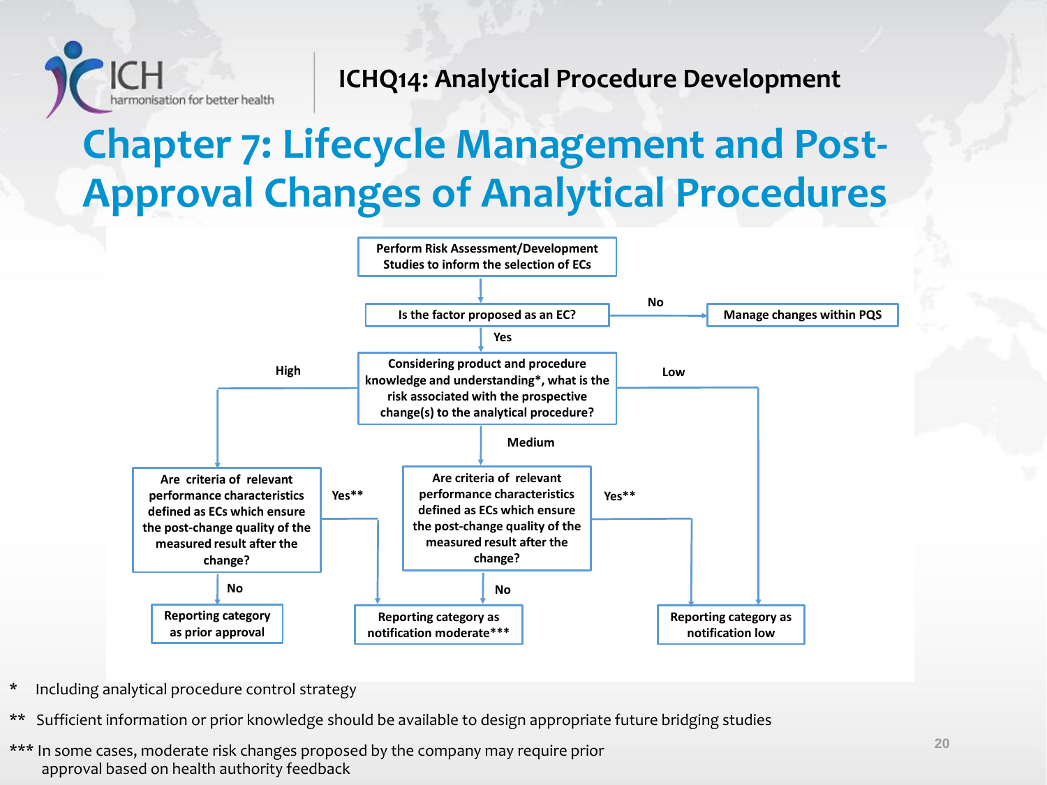ICHQ14: Analytical Procedure Development

# Chapter 7: Lifecycle Management and Post-Approval Changes of Analytical Procedures

Perform Risk Assessment/Development Studies to inform the selection of ECs

Is the factor proposed as an EC?

- No → Manage changes within PQS
- Yes → Considering product and procedure knowledge and understanding*, what is the risk associated with the prospective change(s) to the analytical procedure?
  - High → Are criteria of relevant performance characteristics defined as ECs which ensure the post-change quality of the measured result after the change?
    - No → Reporting category as prior approval
    - Yes** → Reporting category as notification moderate***
  - Medium → Are criteria of relevant performance characteristics defined as ECs which ensure the post-change quality of the measured result after the change?
    - No → Reporting category as notification moderate***
    - Yes** → Reporting category as notification low
  - Low → Reporting category as notification low

\* Including analytical procedure control strategy

\*\* Sufficient information or prior knowledge should be available to design appropriate future bridging studies

\*\*\* In some cases, moderate risk changes proposed by the company may require prior approval based on health authority feedback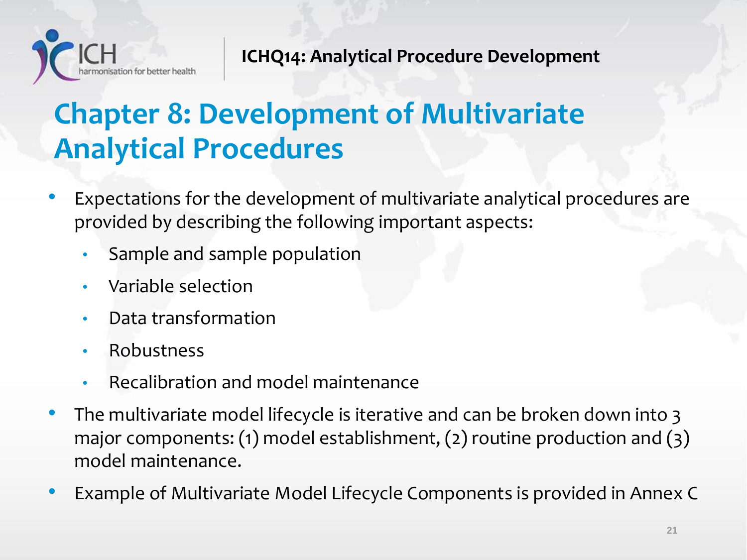# Chapter 8: Development of Multivariate Analytical Procedures

- Expectations for the development of multivariate analytical procedures are provided by describing the following important aspects:
  - Sample and sample population
  - Variable selection
  - Data transformation
  - Robustness
  - Recalibration and model maintenance
- The multivariate model lifecycle is iterative and can be broken down into 3 major components: (1) model establishment, (2) routine production and (3) model maintenance.
- Example of Multivariate Model Lifecycle Components is provided in Annex C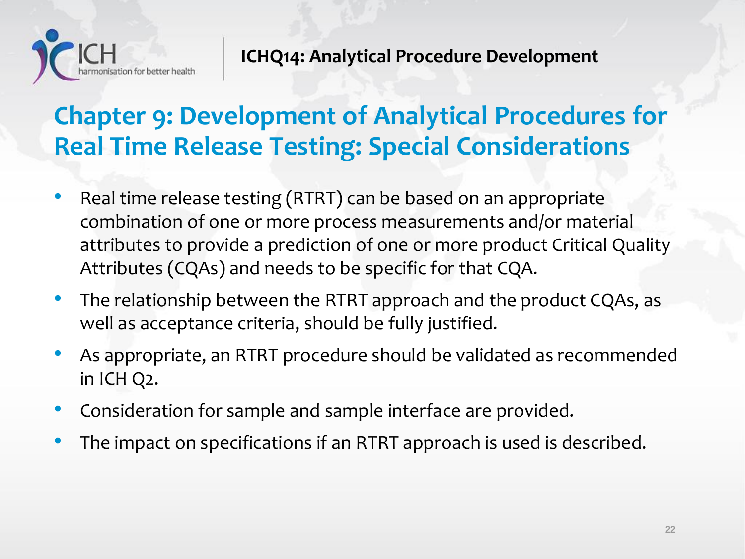## Chapter 9: Development of Analytical Procedures for Real Time Release Testing: Special Considerations

- Real time release testing (RTRT) can be based on an appropriate combination of one or more process measurements and/or material attributes to provide a prediction of one or more product Critical Quality Attributes (CQAs) and needs to be specific for that CQA.
- The relationship between the RTRT approach and the product CQAs, as well as acceptance criteria, should be fully justified.
- As appropriate, an RTRT procedure should be validated as recommended in ICH Q2.
- Consideration for sample and sample interface are provided.
- The impact on specifications if an RTRT approach is used is described.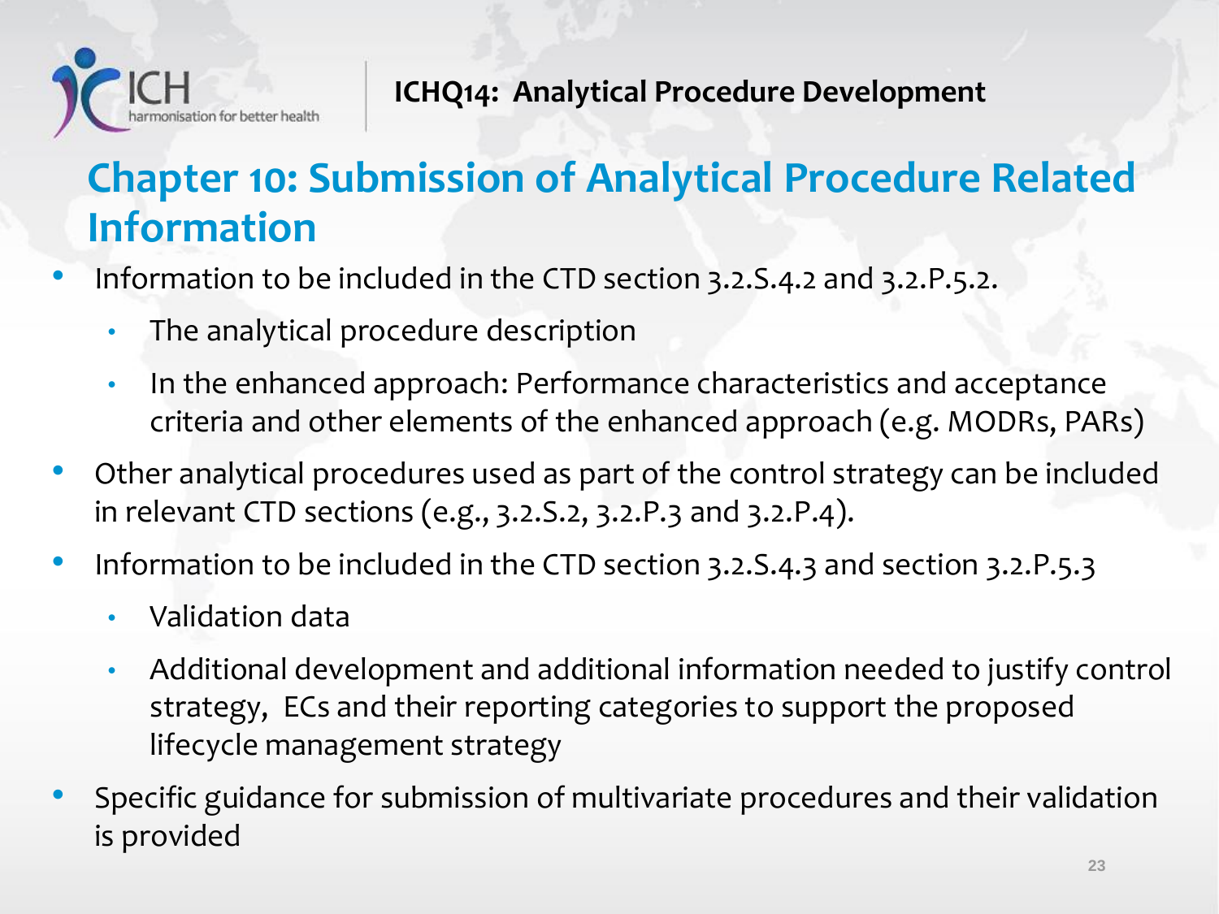# Chapter 10: Submission of Analytical Procedure Related Information

- Information to be included in the CTD section 3.2.S.4.2 and 3.2.P.5.2.
  - The analytical procedure description
  - In the enhanced approach: Performance characteristics and acceptance criteria and other elements of the enhanced approach (e.g. MODRs, PARs)
- Other analytical procedures used as part of the control strategy can be included in relevant CTD sections (e.g., 3.2.S.2, 3.2.P.3 and 3.2.P.4).
- Information to be included in the CTD section 3.2.S.4.3 and section 3.2.P.5.3
  - Validation data
  - Additional development and additional information needed to justify control strategy, ECs and their reporting categories to support the proposed lifecycle management strategy
- Specific guidance for submission of multivariate procedures and their validation is provided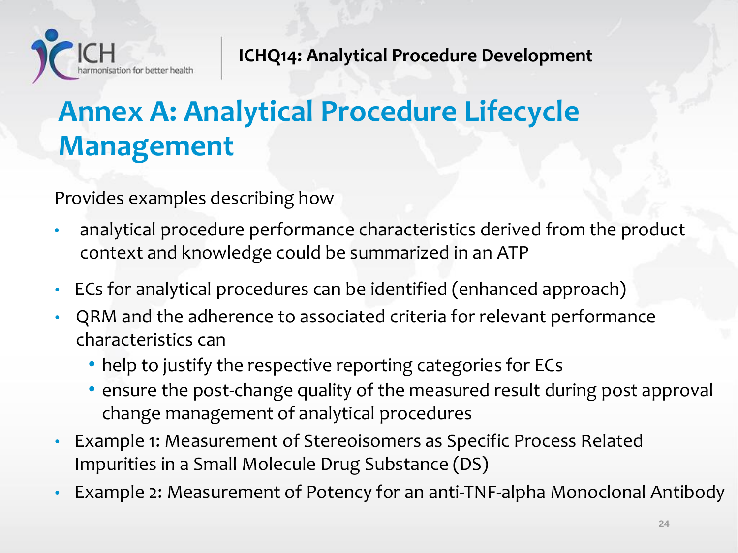# Annex A: Analytical Procedure Lifecycle Management

Provides examples describing how

- analytical procedure performance characteristics derived from the product context and knowledge could be summarized in an ATP
- ECs for analytical procedures can be identified (enhanced approach)
- QRM and the adherence to associated criteria for relevant performance characteristics can
  - help to justify the respective reporting categories for ECs
  - ensure the post-change quality of the measured result during post approval change management of analytical procedures
- Example 1: Measurement of Stereoisomers as Specific Process Related Impurities in a Small Molecule Drug Substance (DS)
- Example 2: Measurement of Potency for an anti-TNF-alpha Monoclonal Antibody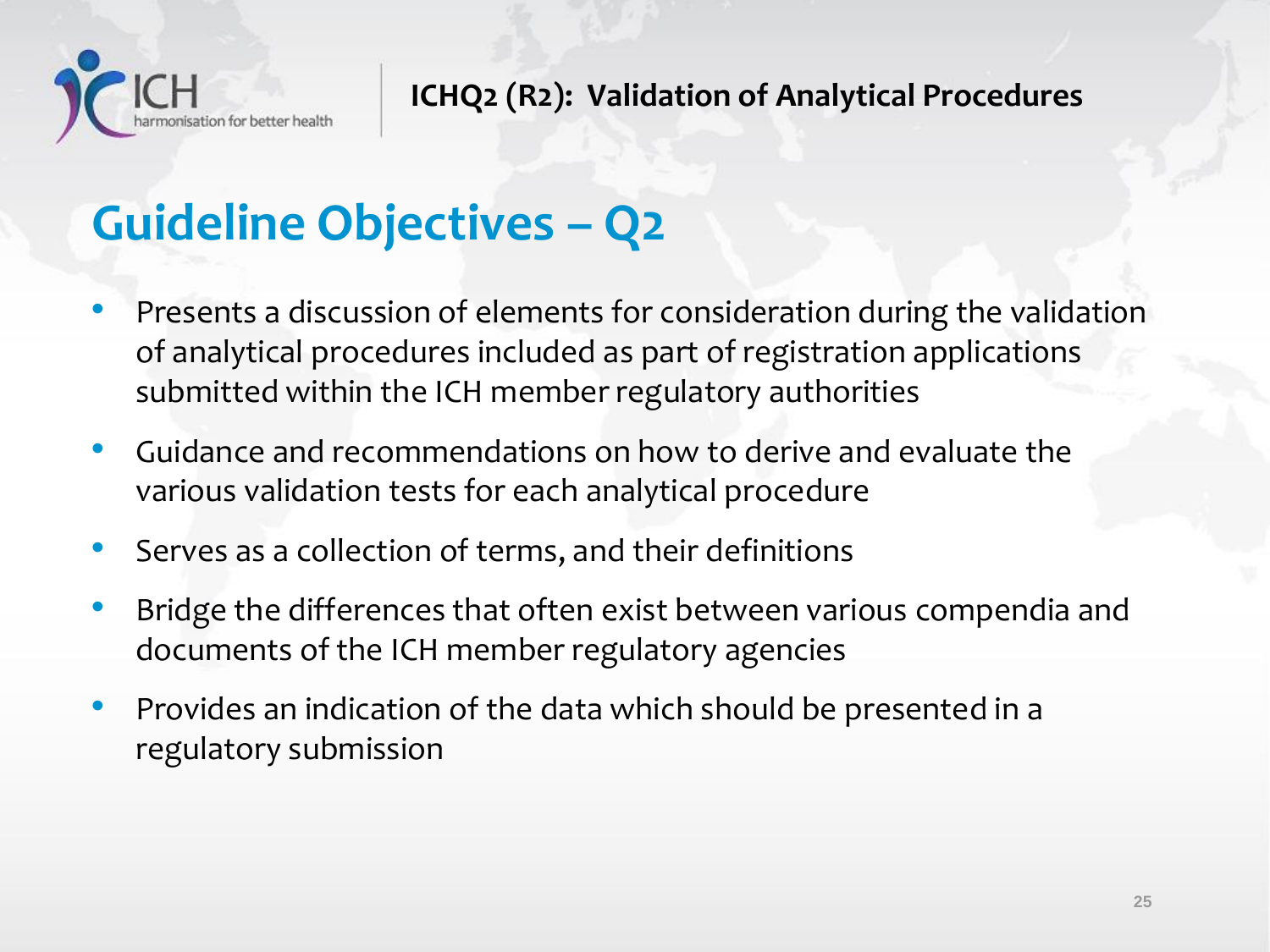# Guideline Objectives – Q2

- Presents a discussion of elements for consideration during the validation of analytical procedures included as part of registration applications submitted within the ICH member regulatory authorities
- Guidance and recommendations on how to derive and evaluate the various validation tests for each analytical procedure
- Serves as a collection of terms, and their definitions
- Bridge the differences that often exist between various compendia and documents of the ICH member regulatory agencies
- Provides an indication of the data which should be presented in a regulatory submission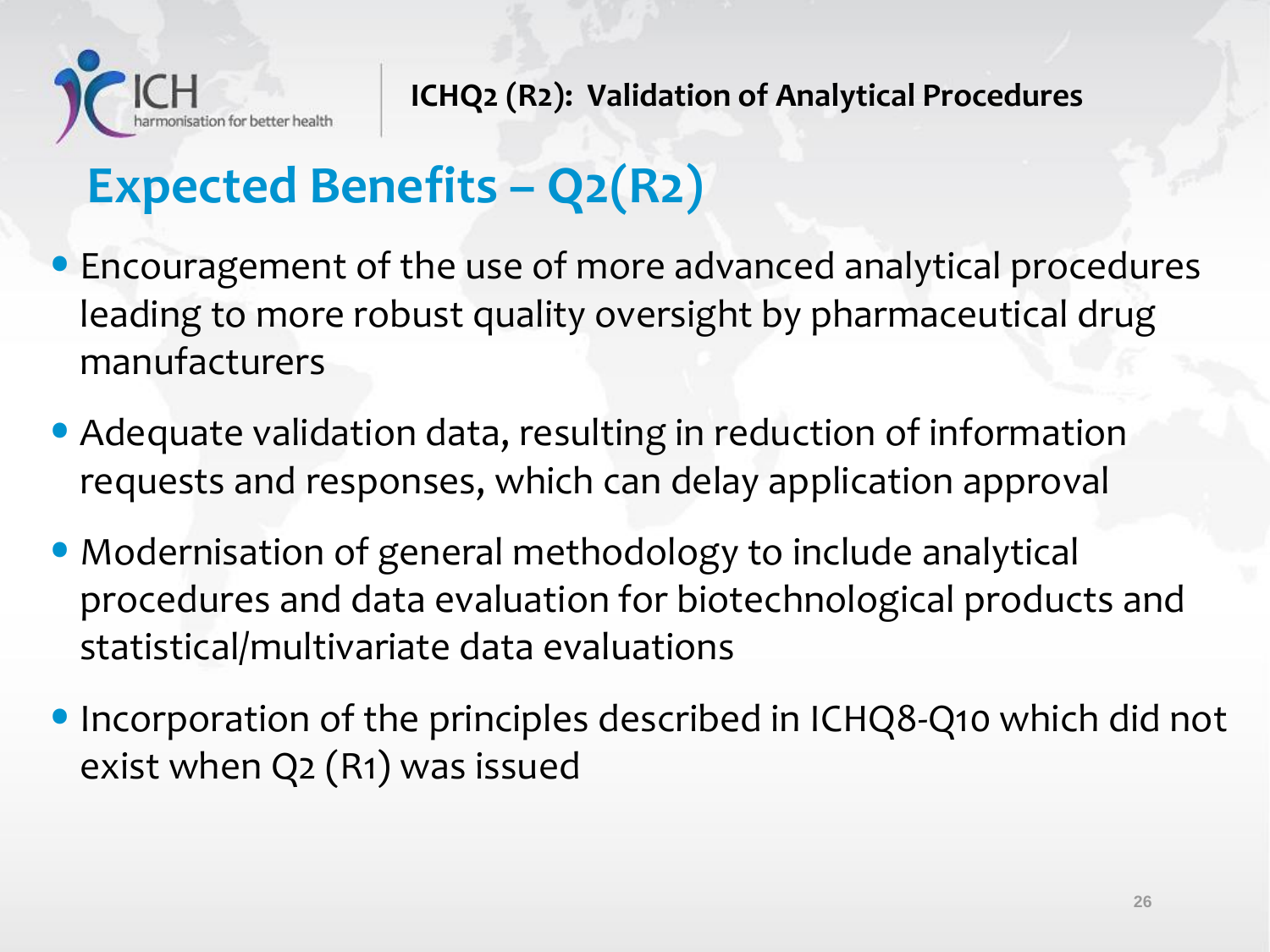# Expected Benefits – Q2(R2)

- Encouragement of the use of more advanced analytical procedures leading to more robust quality oversight by pharmaceutical drug manufacturers
- Adequate validation data, resulting in reduction of information requests and responses, which can delay application approval
- Modernisation of general methodology to include analytical procedures and data evaluation for biotechnological products and statistical/multivariate data evaluations
- Incorporation of the principles described in ICHQ8-Q10 which did not exist when Q2 (R1) was issued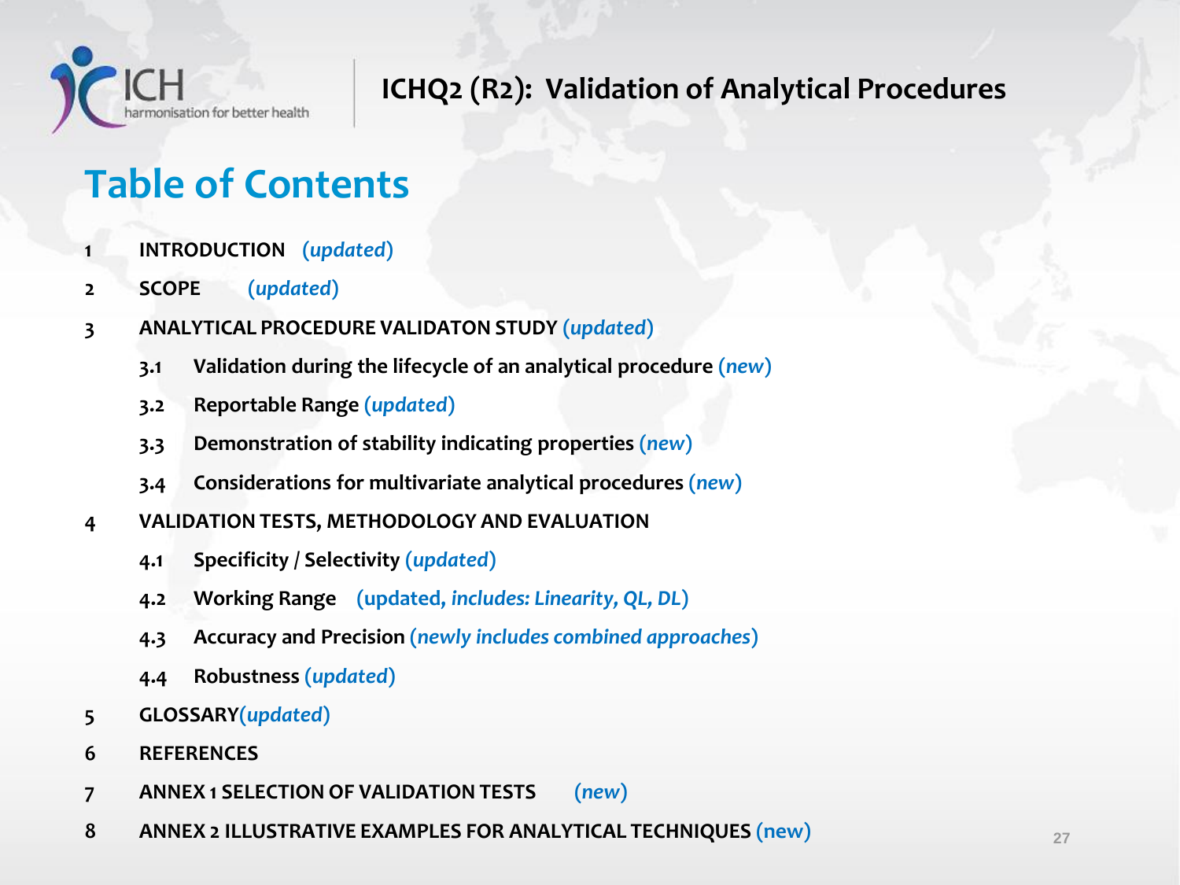# ICHQ2 (R2): Validation of Analytical Procedures

## Table of Contents

1 **INTRODUCTION** *(updated)*

2 **SCOPE** *(updated)*

3 **ANALYTICAL PROCEDURE VALIDATON STUDY** *(updated)*

- 3.1 **Validation during the lifecycle of an analytical procedure** *(new)*
- 3.2 **Reportable Range** *(updated)*
- 3.3 **Demonstration of stability indicating properties** *(new)*
- 3.4 **Considerations for multivariate analytical procedures** *(new)*

4 **VALIDATION TESTS, METHODOLOGY AND EVALUATION**

- 4.1 **Specificity / Selectivity** *(updated)*
- 4.2 **Working Range** (updated, *includes: Linearity, QL, DL*)
- 4.3 **Accuracy and Precision** *(newly includes combined approaches)*
- 4.4 **Robustness** *(updated)*

5 **GLOSSARY***(updated)*

6 **REFERENCES**

7 **ANNEX 1 SELECTION OF VALIDATION TESTS** *(new)*

8 **ANNEX 2 ILLUSTRATIVE EXAMPLES FOR ANALYTICAL TECHNIQUES** (new)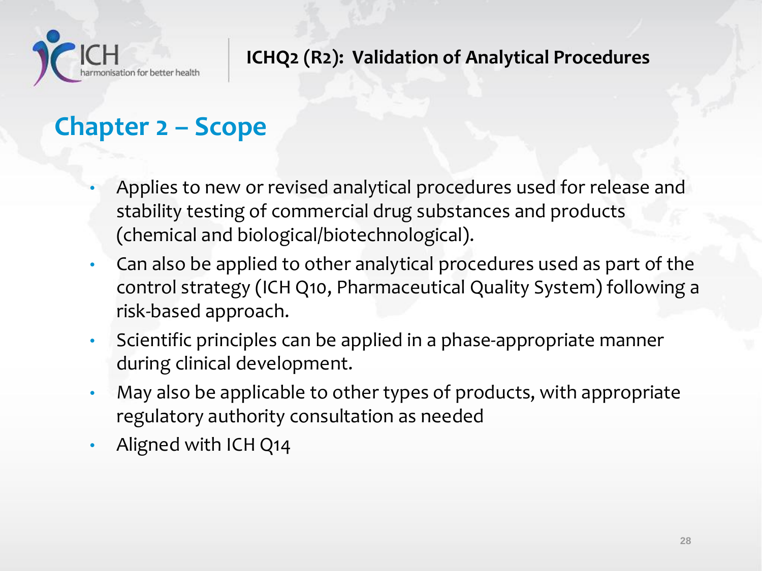## Chapter 2 – Scope

- Applies to new or revised analytical procedures used for release and stability testing of commercial drug substances and products (chemical and biological/biotechnological).
- Can also be applied to other analytical procedures used as part of the control strategy (ICH Q10, Pharmaceutical Quality System) following a risk-based approach.
- Scientific principles can be applied in a phase-appropriate manner during clinical development.
- May also be applicable to other types of products, with appropriate regulatory authority consultation as needed
- Aligned with ICH Q14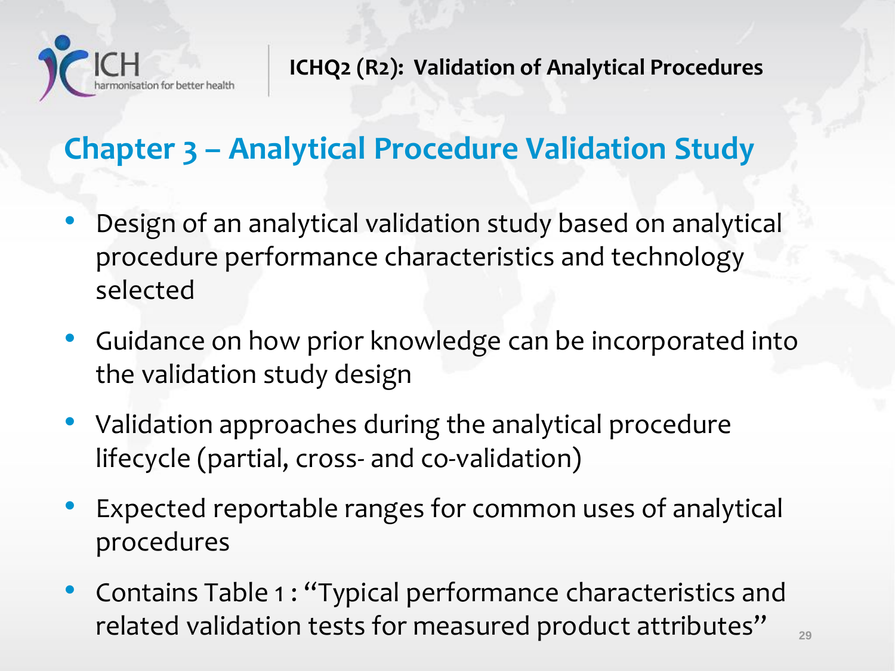## Chapter 3 – Analytical Procedure Validation Study

- Design of an analytical validation study based on analytical procedure performance characteristics and technology selected
- Guidance on how prior knowledge can be incorporated into the validation study design
- Validation approaches during the analytical procedure lifecycle (partial, cross- and co-validation)
- Expected reportable ranges for common uses of analytical procedures
- Contains Table 1 : "Typical performance characteristics and related validation tests for measured product attributes"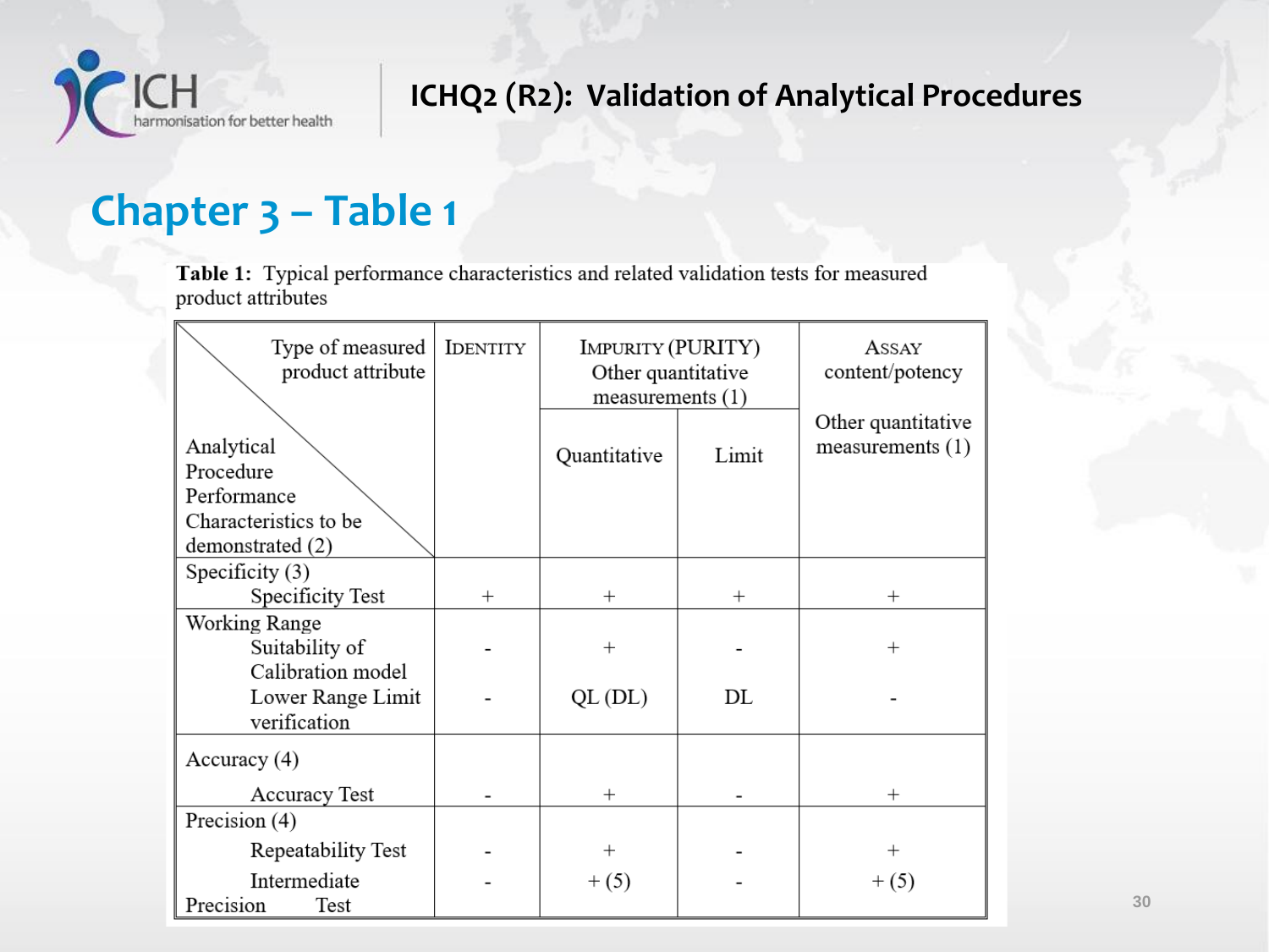ICHQ2 (R2): Validation of Analytical Procedures

## Chapter 3 – Table 1

**Table 1:** Typical performance characteristics and related validation tests for measured product attributes

| Type of measured product attribute / Analytical Procedure Performance Characteristics to be demonstrated (2) | IDENTITY | IMPURITY (PURITY) Other quantitative measurements (1) | | ASSAY content/potency Other quantitative measurements (1) |
|---|---|---|---|---|
| | | Quantitative | Limit | |
| **Specificity (3)** | | | | |
| Specificity Test | + | + | + | + |
| **Working Range** | | | | |
| Suitability of Calibration model | - | + | - | + |
| Lower Range Limit verification | - | QL (DL) | DL | - |
| **Accuracy (4)** | | | | |
| Accuracy Test | - | + | - | + |
| **Precision (4)** | | | | |
| Repeatability Test | - | + | - | + |
| Intermediate Precision Test | - | + (5) | - | + (5) |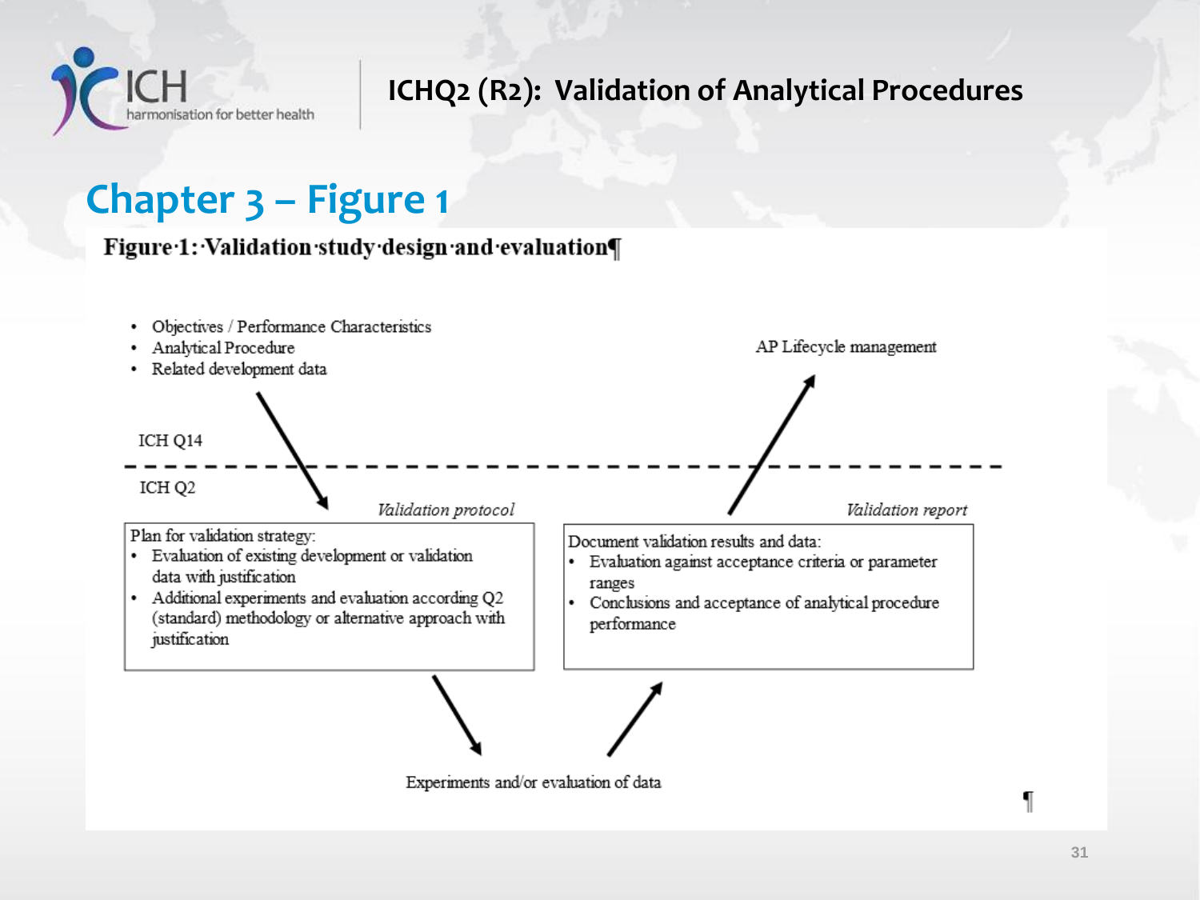# Chapter 3 – Figure 1

**Figure 1: Validation study design and evaluation**

- Objectives / Performance Characteristics
- Analytical Procedure
- Related development data

AP Lifecycle management

ICH Q14

ICH Q2

*Validation protocol*

Plan for validation strategy:
- Evaluation of existing development or validation data with justification
- Additional experiments and evaluation according Q2 (standard) methodology or alternative approach with justification

*Validation report*

Document validation results and data:
- Evaluation against acceptance criteria or parameter ranges
- Conclusions and acceptance of analytical procedure performance

Experiments and/or evaluation of data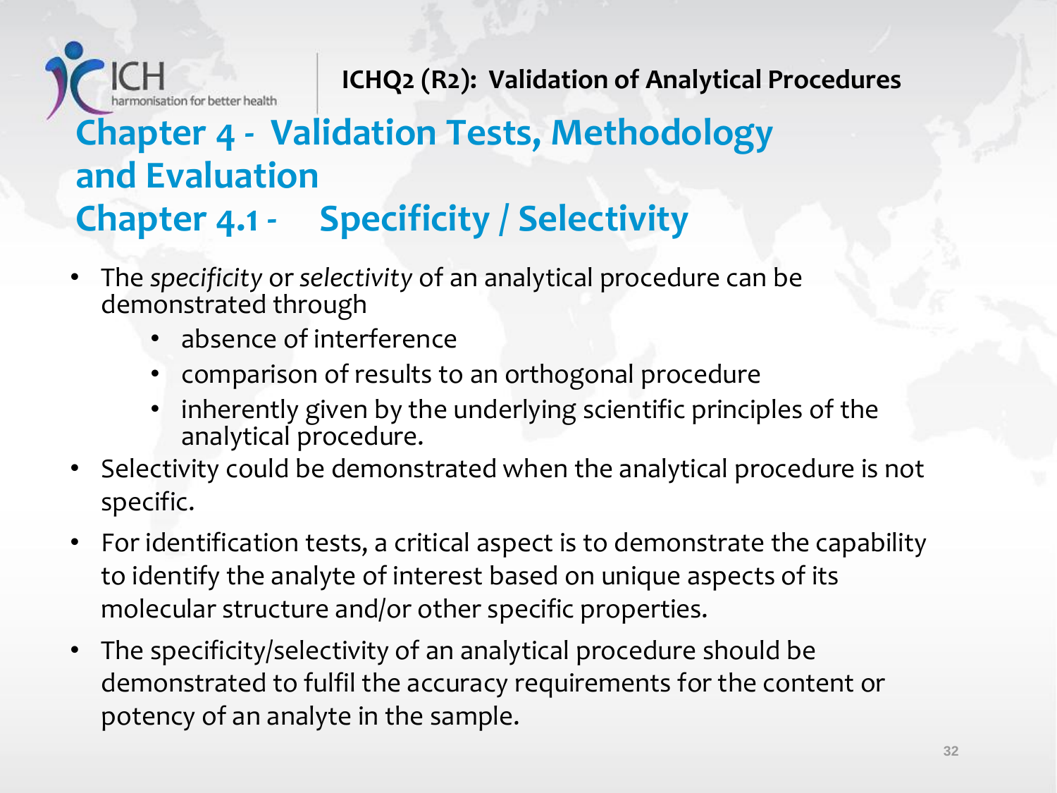ICHQ2 (R2): Validation of Analytical Procedures

# Chapter 4 - Validation Tests, Methodology and Evaluation

## Chapter 4.1 - Specificity / Selectivity

- The *specificity* or *selectivity* of an analytical procedure can be demonstrated through
  - absence of interference
  - comparison of results to an orthogonal procedure
  - inherently given by the underlying scientific principles of the analytical procedure.
- Selectivity could be demonstrated when the analytical procedure is not specific.
- For identification tests, a critical aspect is to demonstrate the capability to identify the analyte of interest based on unique aspects of its molecular structure and/or other specific properties.
- The specificity/selectivity of an analytical procedure should be demonstrated to fulfil the accuracy requirements for the content or potency of an analyte in the sample.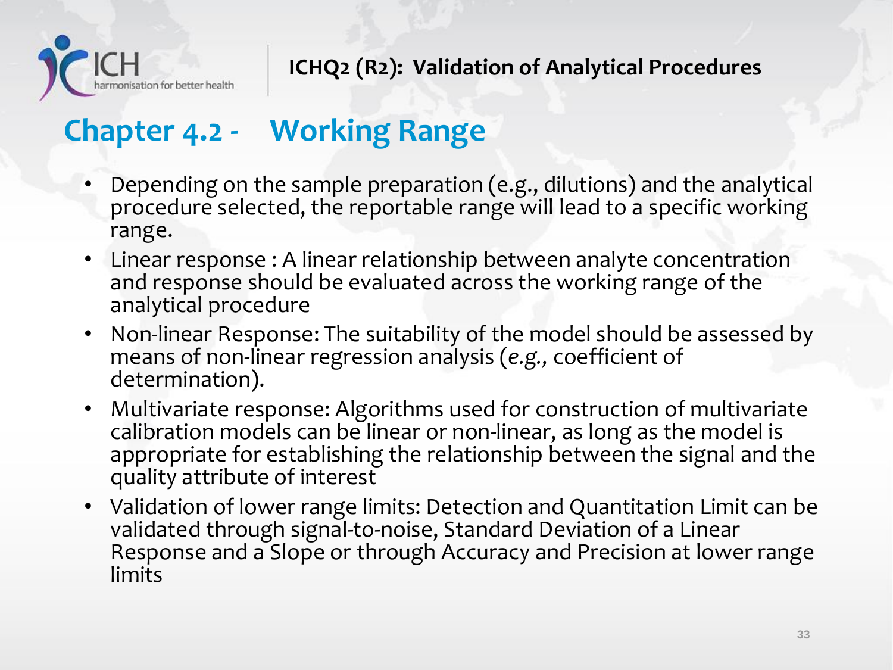# Chapter 4.2 - Working Range

- Depending on the sample preparation (e.g., dilutions) and the analytical procedure selected, the reportable range will lead to a specific working range.
- Linear response : A linear relationship between analyte concentration and response should be evaluated across the working range of the analytical procedure
- Non-linear Response: The suitability of the model should be assessed by means of non-linear regression analysis (*e.g.,* coefficient of determination).
- Multivariate response: Algorithms used for construction of multivariate calibration models can be linear or non-linear, as long as the model is appropriate for establishing the relationship between the signal and the quality attribute of interest
- Validation of lower range limits: Detection and Quantitation Limit can be validated through signal-to-noise, Standard Deviation of a Linear Response and a Slope or through Accuracy and Precision at lower range limits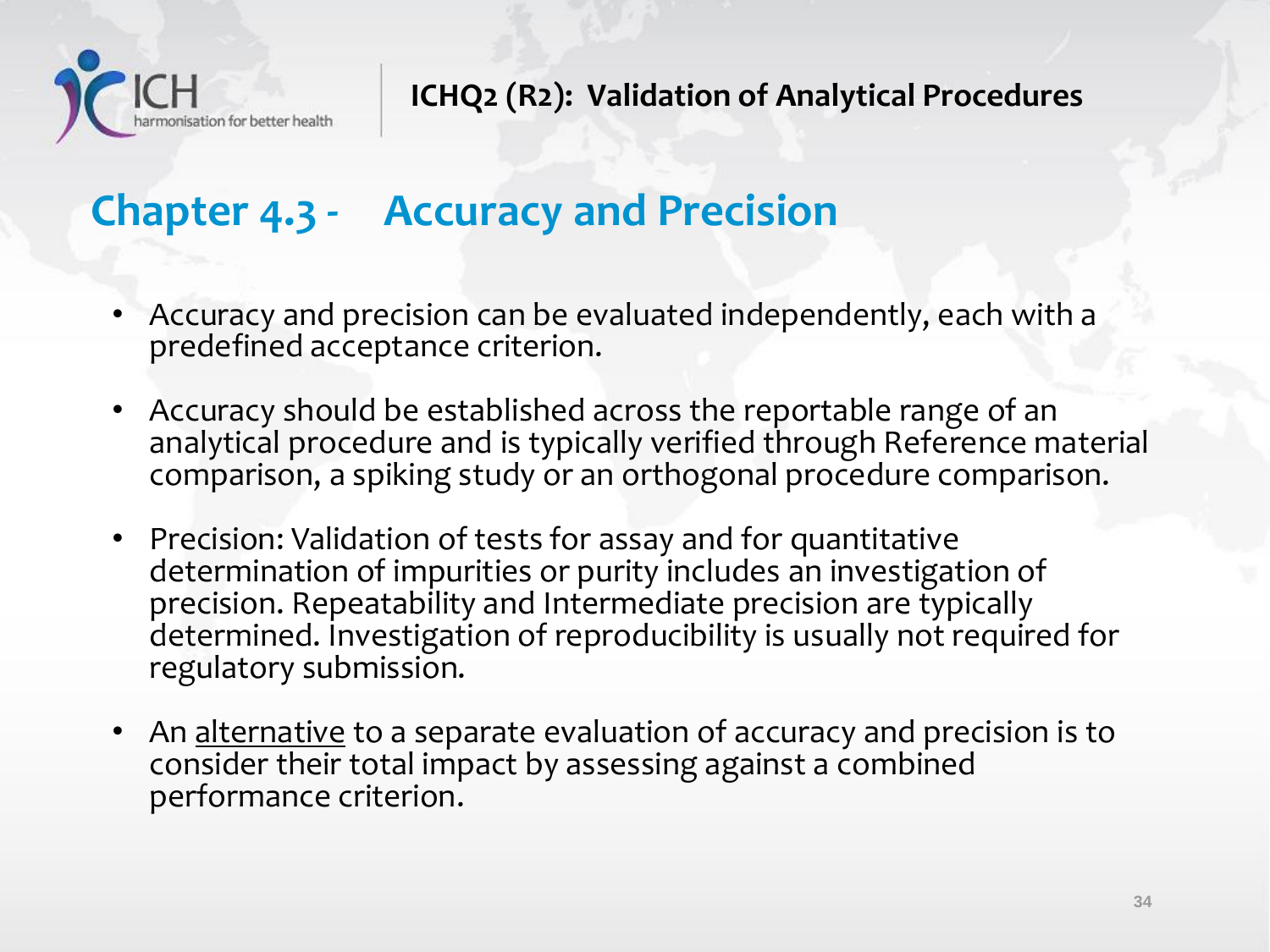## Chapter 4.3 - Accuracy and Precision

- Accuracy and precision can be evaluated independently, each with a predefined acceptance criterion.
- Accuracy should be established across the reportable range of an analytical procedure and is typically verified through Reference material comparison, a spiking study or an orthogonal procedure comparison.
- Precision: Validation of tests for assay and for quantitative determination of impurities or purity includes an investigation of precision. Repeatability and Intermediate precision are typically determined. Investigation of reproducibility is usually not required for regulatory submission.
- An alternative to a separate evaluation of accuracy and precision is to consider their total impact by assessing against a combined performance criterion.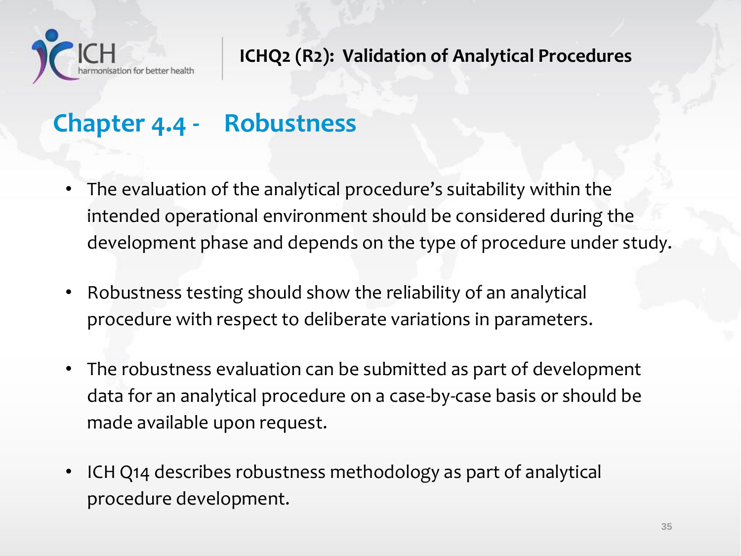# Chapter 4.4 - Robustness

- The evaluation of the analytical procedure's suitability within the intended operational environment should be considered during the development phase and depends on the type of procedure under study.
- Robustness testing should show the reliability of an analytical procedure with respect to deliberate variations in parameters.
- The robustness evaluation can be submitted as part of development data for an analytical procedure on a case-by-case basis or should be made available upon request.
- ICH Q14 describes robustness methodology as part of analytical procedure development.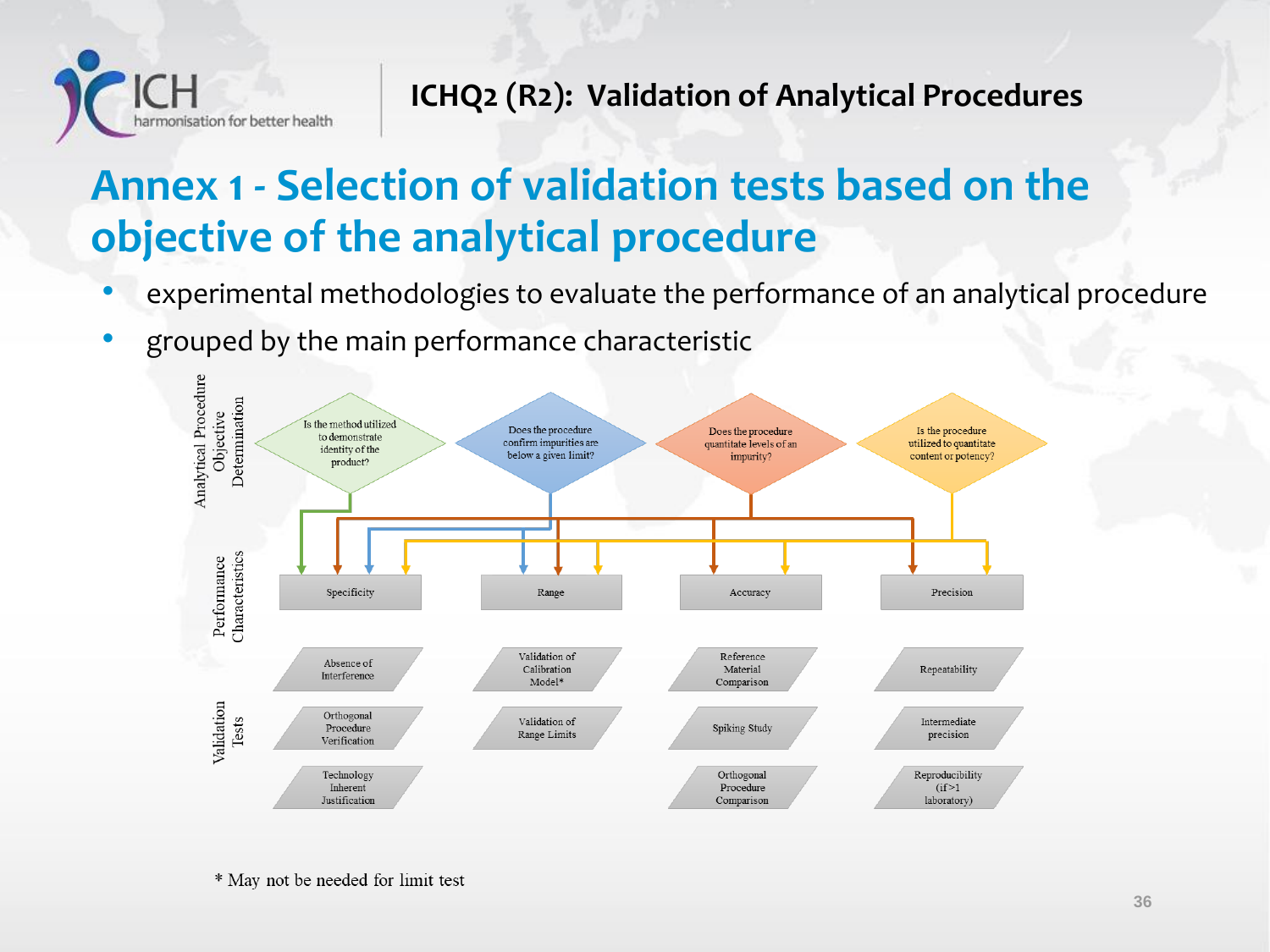ICHQ2 (R2): Validation of Analytical Procedures

# Annex 1 - Selection of validation tests based on the objective of the analytical procedure

- experimental methodologies to evaluate the performance of an analytical procedure
- grouped by the main performance characteristic

**Analytical Procedure Objective Determination**

- Is the method utilized to demonstrate identity of the product? → Specificity
- Does the procedure confirm impurities are below a given limit? → Specificity, Range
- Does the procedure quantitate levels of an impurity? → Specificity, Range, Accuracy, Precision
- Is the procedure utilized to quantitate content or potency? → Specificity, Range, Accuracy, Precision

**Performance Characteristics and Validation Tests**

| Specificity | Range | Accuracy | Precision |
|---|---|---|---|
| Absence of Interference | Validation of Calibration Model* | Reference Material Comparison | Repeatability |
| Orthogonal Procedure Verification | Validation of Range Limits | Spiking Study | Intermediate precision |
| Technology Inherent Justification | | Orthogonal Procedure Comparison | Reproducibility (if>1 laboratory) |

\* May not be needed for limit test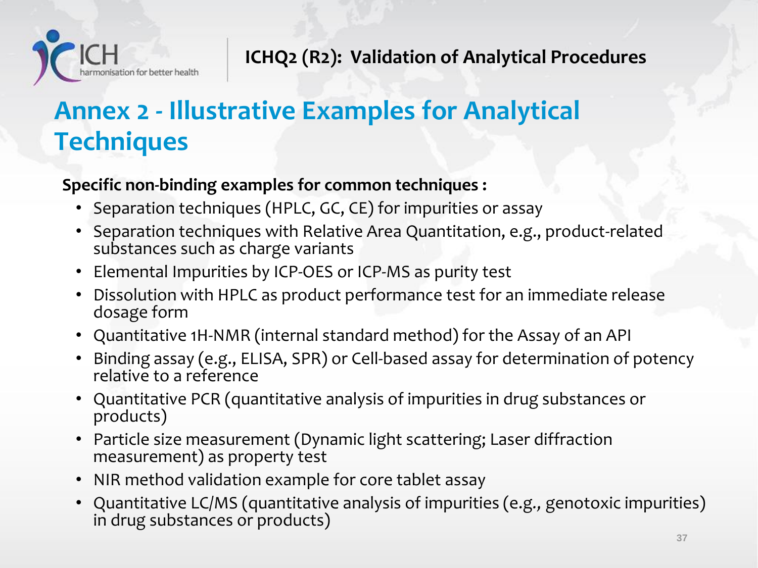# Annex 2 - Illustrative Examples for Analytical Techniques

**Specific non-binding examples for common techniques :**

- Separation techniques (HPLC, GC, CE) for impurities or assay
- Separation techniques with Relative Area Quantitation, e.g., product-related substances such as charge variants
- Elemental Impurities by ICP-OES or ICP-MS as purity test
- Dissolution with HPLC as product performance test for an immediate release dosage form
- Quantitative 1H-NMR (internal standard method) for the Assay of an API
- Binding assay (e.g., ELISA, SPR) or Cell-based assay for determination of potency relative to a reference
- Quantitative PCR (quantitative analysis of impurities in drug substances or products)
- Particle size measurement (Dynamic light scattering; Laser diffraction measurement) as property test
- NIR method validation example for core tablet assay
- Quantitative LC/MS (quantitative analysis of impurities (e.g., genotoxic impurities) in drug substances or products)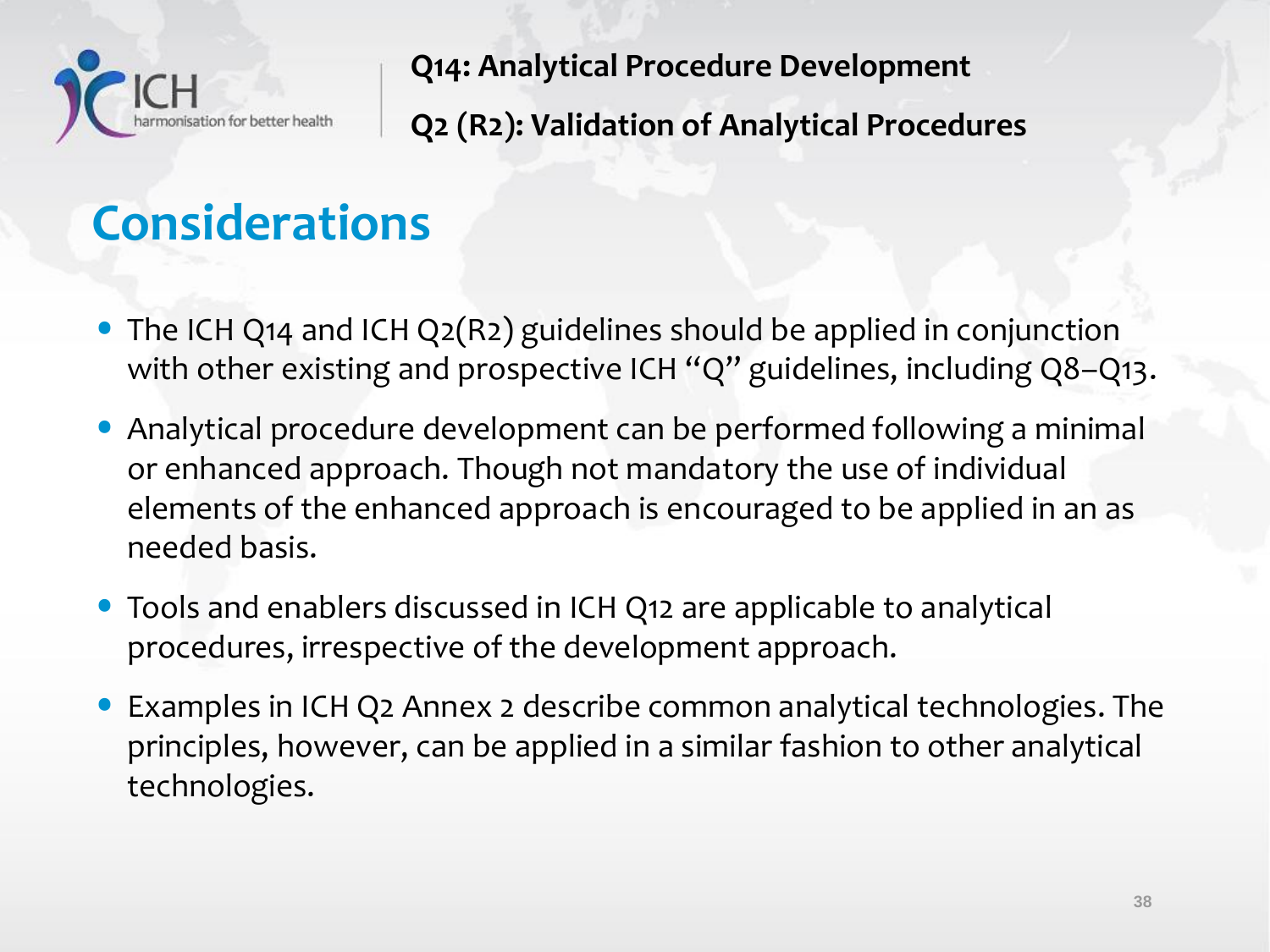# Considerations

- The ICH Q14 and ICH Q2(R2) guidelines should be applied in conjunction with other existing and prospective ICH "Q" guidelines, including Q8–Q13.
- Analytical procedure development can be performed following a minimal or enhanced approach. Though not mandatory the use of individual elements of the enhanced approach is encouraged to be applied in an as needed basis.
- Tools and enablers discussed in ICH Q12 are applicable to analytical procedures, irrespective of the development approach.
- Examples in ICH Q2 Annex 2 describe common analytical technologies. The principles, however, can be applied in a similar fashion to other analytical technologies.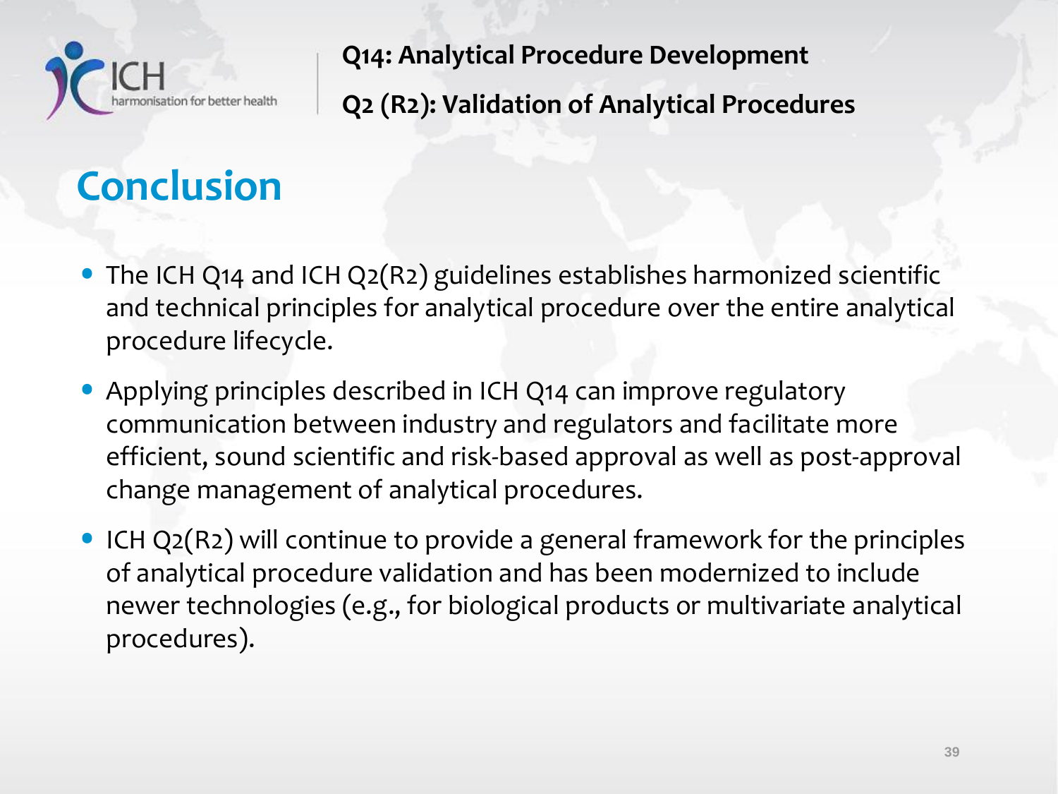# Conclusion

- The ICH Q14 and ICH Q2(R2) guidelines establishes harmonized scientific and technical principles for analytical procedure over the entire analytical procedure lifecycle.
- Applying principles described in ICH Q14 can improve regulatory communication between industry and regulators and facilitate more efficient, sound scientific and risk-based approval as well as post-approval change management of analytical procedures.
- ICH Q2(R2) will continue to provide a general framework for the principles of analytical procedure validation and has been modernized to include newer technologies (e.g., for biological products or multivariate analytical procedures).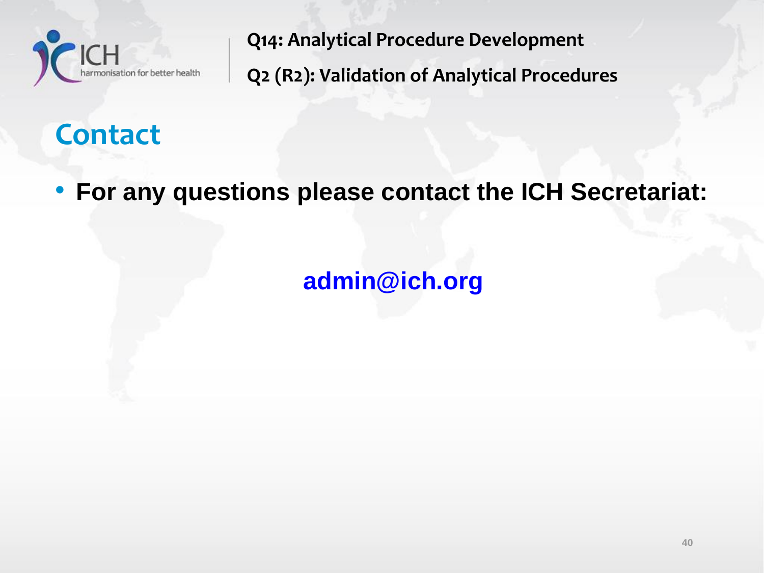# Contact

- **For any questions please contact the ICH Secretariat:**

**admin@ich.org**